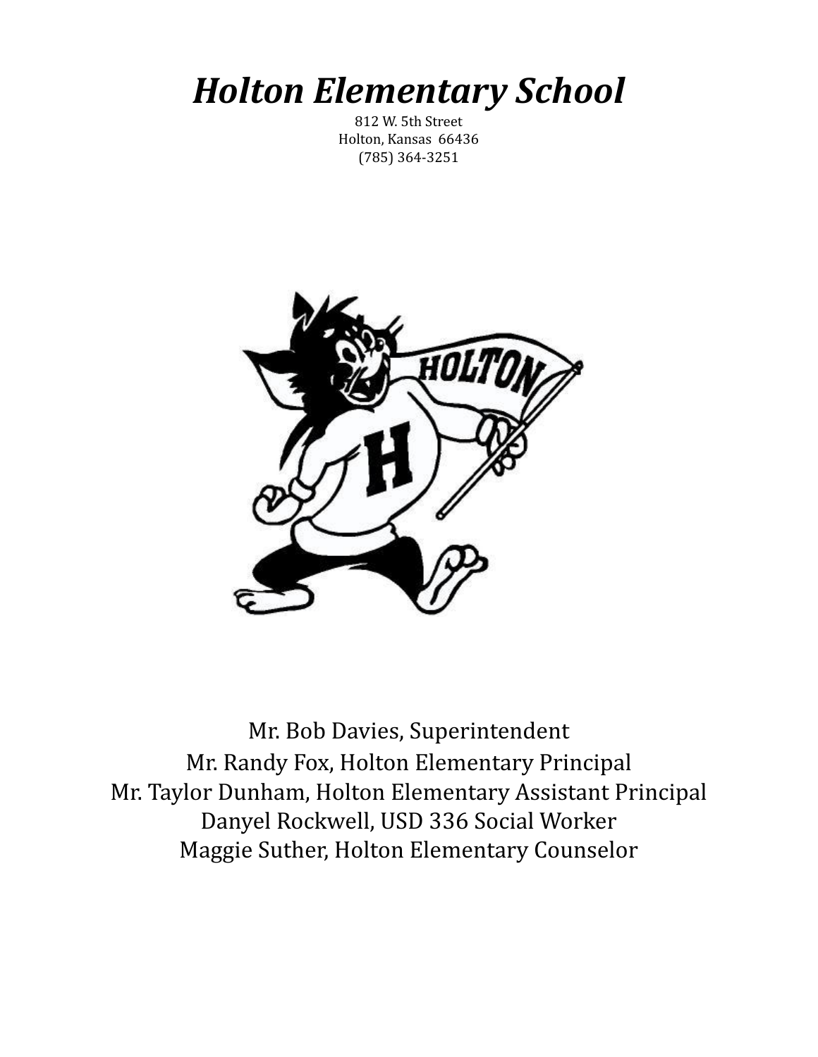# *Holton Elementary School*

812 W. 5th Street
Holton, Kansas 66436
(785) 364-3251

Mr. Bob Davies, Superintendent
Mr. Randy Fox, Holton Elementary Principal
Mr. Taylor Dunham, Holton Elementary Assistant Principal
Danyel Rockwell, USD 336 Social Worker
Maggie Suther, Holton Elementary Counselor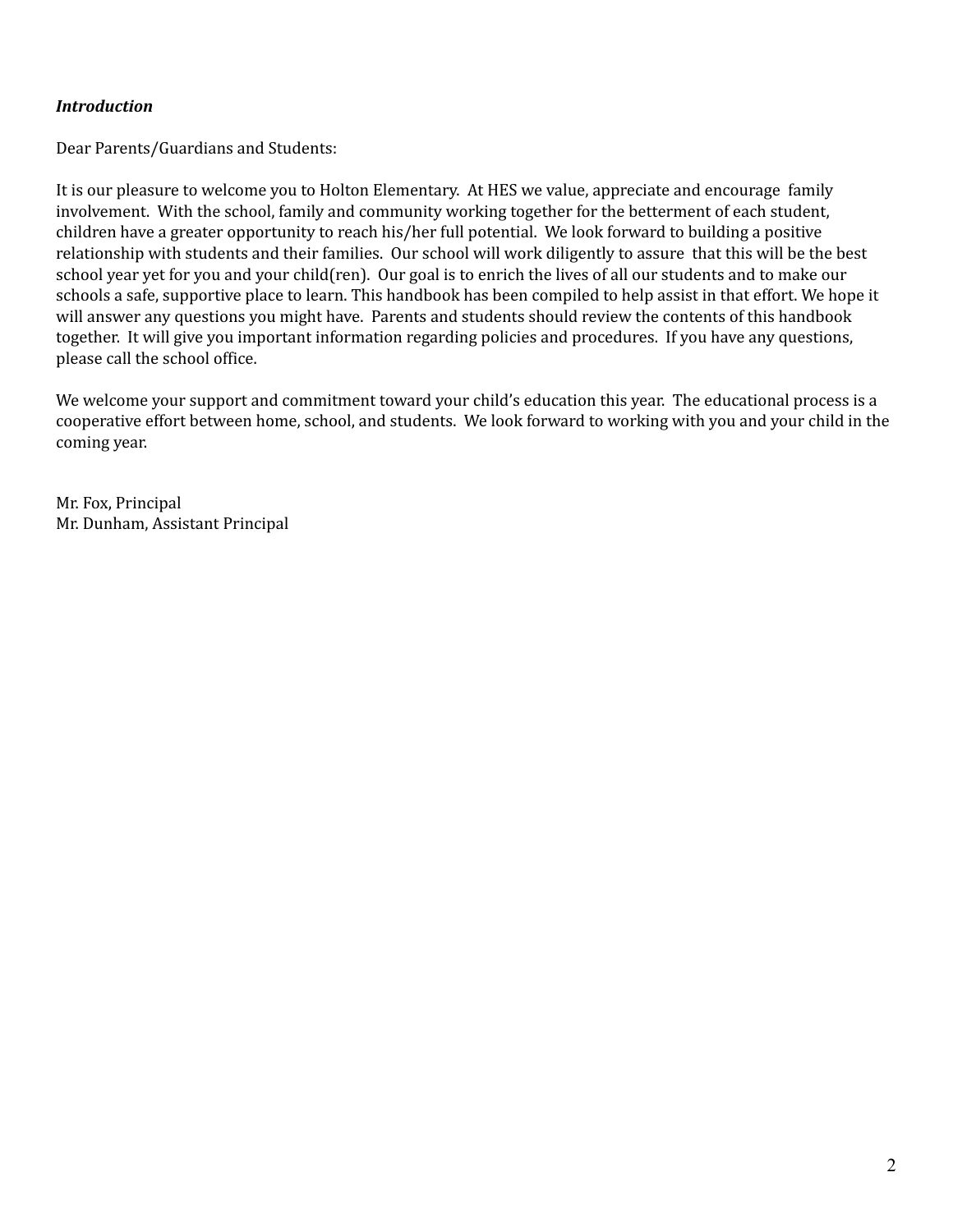***Introduction***

Dear Parents/Guardians and Students:

It is our pleasure to welcome you to Holton Elementary. At HES we value, appreciate and encourage family involvement. With the school, family and community working together for the betterment of each student, children have a greater opportunity to reach his/her full potential. We look forward to building a positive relationship with students and their families. Our school will work diligently to assure that this will be the best school year yet for you and your child(ren). Our goal is to enrich the lives of all our students and to make our schools a safe, supportive place to learn. This handbook has been compiled to help assist in that effort. We hope it will answer any questions you might have. Parents and students should review the contents of this handbook together. It will give you important information regarding policies and procedures. If you have any questions, please call the school office.

We welcome your support and commitment toward your child's education this year. The educational process is a cooperative effort between home, school, and students. We look forward to working with you and your child in the coming year.

Mr. Fox, Principal
Mr. Dunham, Assistant Principal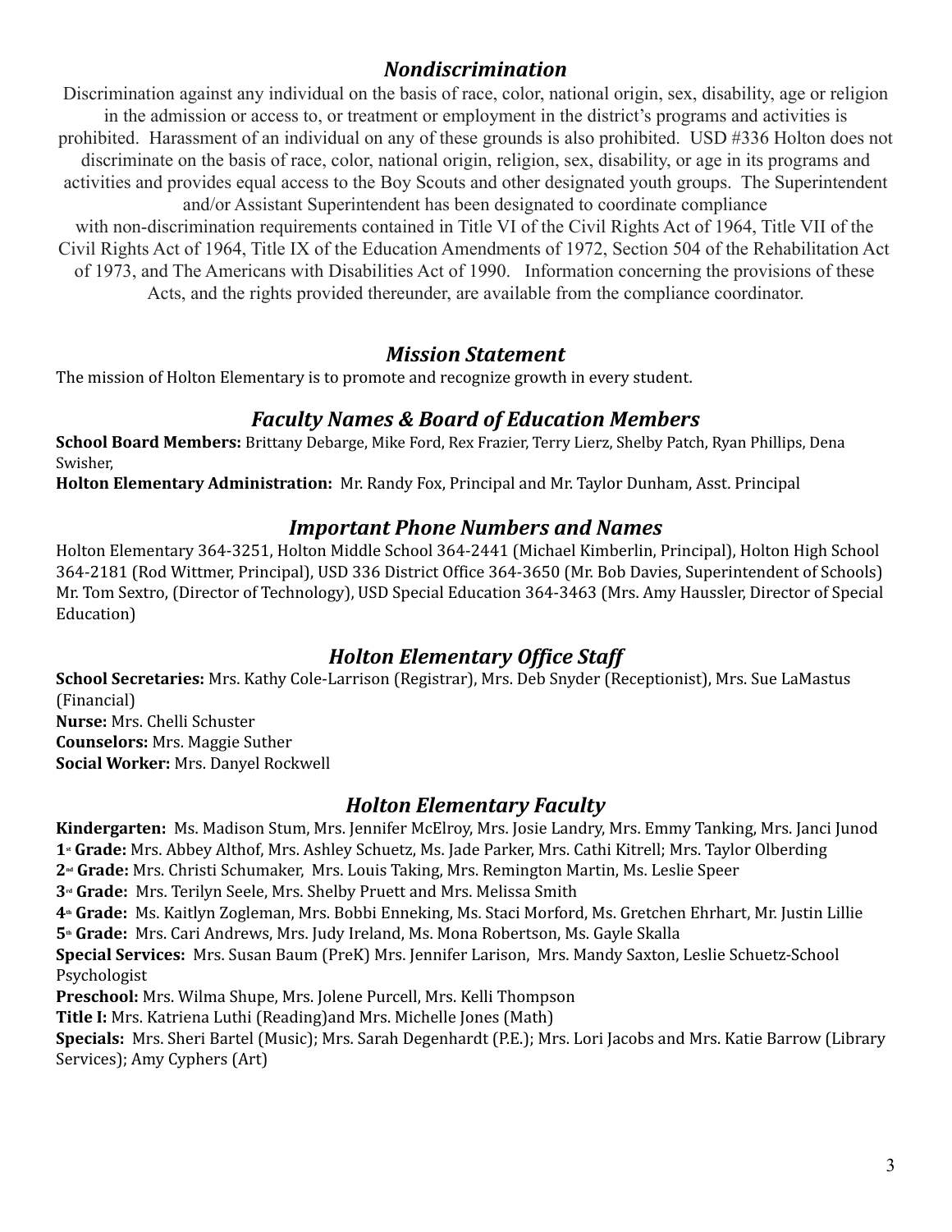## *Nondiscrimination*

Discrimination against any individual on the basis of race, color, national origin, sex, disability, age or religion in the admission or access to, or treatment or employment in the district's programs and activities is prohibited. Harassment of an individual on any of these grounds is also prohibited. USD #336 Holton does not discriminate on the basis of race, color, national origin, religion, sex, disability, or age in its programs and activities and provides equal access to the Boy Scouts and other designated youth groups. The Superintendent and/or Assistant Superintendent has been designated to coordinate compliance with non-discrimination requirements contained in Title VI of the Civil Rights Act of 1964, Title VII of the Civil Rights Act of 1964, Title IX of the Education Amendments of 1972, Section 504 of the Rehabilitation Act of 1973, and The Americans with Disabilities Act of 1990. Information concerning the provisions of these Acts, and the rights provided thereunder, are available from the compliance coordinator.

## *Mission Statement*

The mission of Holton Elementary is to promote and recognize growth in every student.

## *Faculty Names & Board of Education Members*

**School Board Members:** Brittany Debarge, Mike Ford, Rex Frazier, Terry Lierz, Shelby Patch, Ryan Phillips, Dena Swisher,

**Holton Elementary Administration:** Mr. Randy Fox, Principal and Mr. Taylor Dunham, Asst. Principal

## *Important Phone Numbers and Names*

Holton Elementary 364-3251, Holton Middle School 364-2441 (Michael Kimberlin, Principal), Holton High School 364-2181 (Rod Wittmer, Principal), USD 336 District Office 364-3650 (Mr. Bob Davies, Superintendent of Schools) Mr. Tom Sextro, (Director of Technology), USD Special Education 364-3463 (Mrs. Amy Haussler, Director of Special Education)

## *Holton Elementary Office Staff*

**School Secretaries:** Mrs. Kathy Cole-Larrison (Registrar), Mrs. Deb Snyder (Receptionist), Mrs. Sue LaMastus (Financial)
**Nurse:** Mrs. Chelli Schuster
**Counselors:** Mrs. Maggie Suther
**Social Worker:** Mrs. Danyel Rockwell

## *Holton Elementary Faculty*

**Kindergarten:** Ms. Madison Stum, Mrs. Jennifer McElroy, Mrs. Josie Landry, Mrs. Emmy Tanking, Mrs. Janci Junod
**1st Grade:** Mrs. Abbey Althof, Mrs. Ashley Schuetz, Ms. Jade Parker, Mrs. Cathi Kitrell; Mrs. Taylor Olberding
**2nd Grade:** Mrs. Christi Schumaker, Mrs. Louis Taking, Mrs. Remington Martin, Ms. Leslie Speer
**3rd Grade:** Mrs. Terilyn Seele, Mrs. Shelby Pruett and Mrs. Melissa Smith
**4th Grade:** Ms. Kaitlyn Zogleman, Mrs. Bobbi Enneking, Ms. Staci Morford, Ms. Gretchen Ehrhart, Mr. Justin Lillie
**5th Grade:** Mrs. Cari Andrews, Mrs. Judy Ireland, Ms. Mona Robertson, Ms. Gayle Skalla
**Special Services:** Mrs. Susan Baum (PreK) Mrs. Jennifer Larison, Mrs. Mandy Saxton, Leslie Schuetz-School Psychologist
**Preschool:** Mrs. Wilma Shupe, Mrs. Jolene Purcell, Mrs. Kelli Thompson
**Title I:** Mrs. Katriena Luthi (Reading)and Mrs. Michelle Jones (Math)
**Specials:** Mrs. Sheri Bartel (Music); Mrs. Sarah Degenhardt (P.E.); Mrs. Lori Jacobs and Mrs. Katie Barrow (Library Services); Amy Cyphers (Art)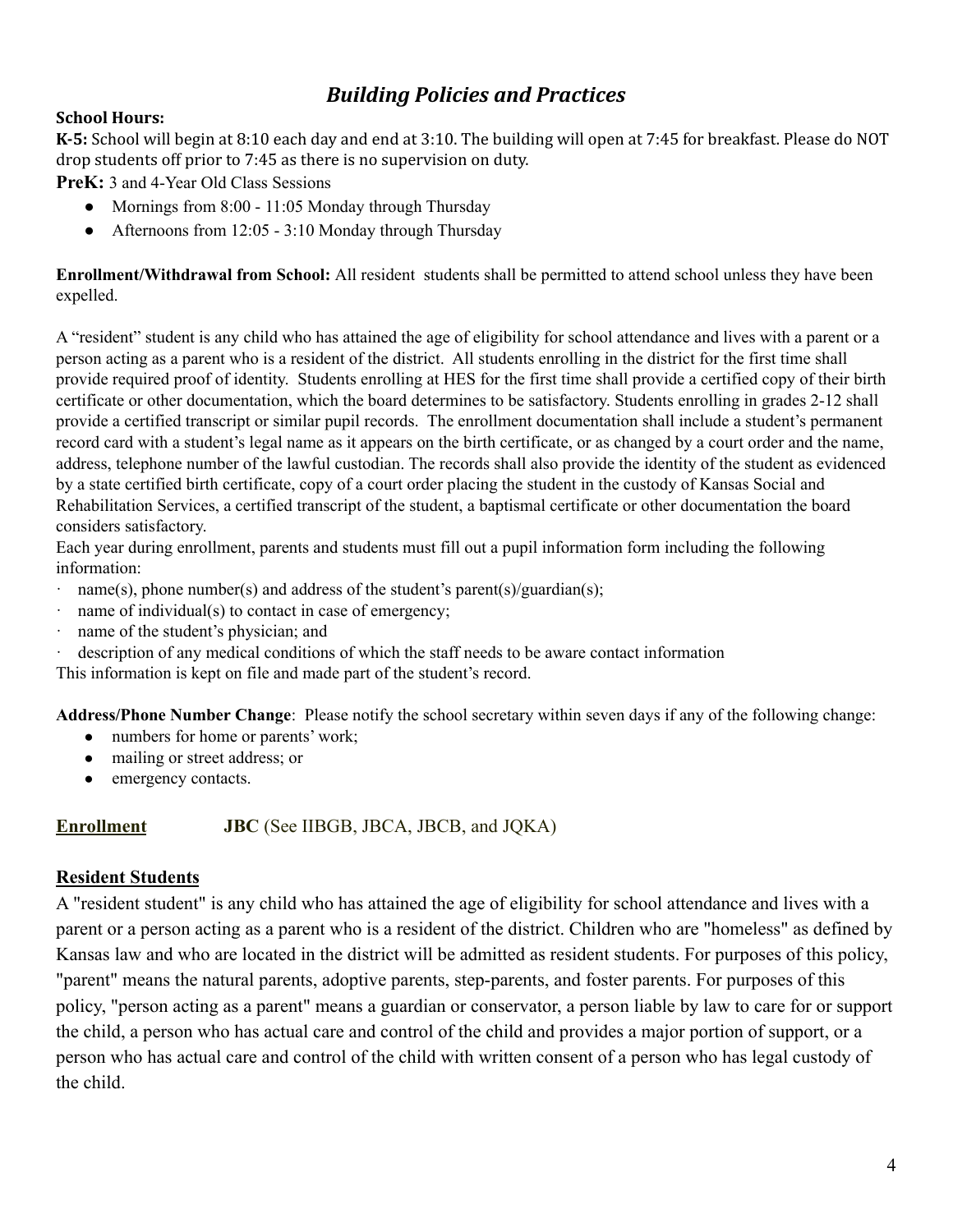## *Building Policies and Practices*

**School Hours:**

**K-5:** School will begin at 8:10 each day and end at 3:10. The building will open at 7:45 for breakfast. Please do NOT drop students off prior to 7:45 as there is no supervision on duty.

**PreK:** 3 and 4-Year Old Class Sessions

- Mornings from 8:00 - 11:05 Monday through Thursday
- Afternoons from 12:05 - 3:10 Monday through Thursday

**Enrollment/Withdrawal from School:** All resident students shall be permitted to attend school unless they have been expelled.

A "resident" student is any child who has attained the age of eligibility for school attendance and lives with a parent or a person acting as a parent who is a resident of the district. All students enrolling in the district for the first time shall provide required proof of identity. Students enrolling at HES for the first time shall provide a certified copy of their birth certificate or other documentation, which the board determines to be satisfactory. Students enrolling in grades 2-12 shall provide a certified transcript or similar pupil records. The enrollment documentation shall include a student's permanent record card with a student's legal name as it appears on the birth certificate, or as changed by a court order and the name, address, telephone number of the lawful custodian. The records shall also provide the identity of the student as evidenced by a state certified birth certificate, copy of a court order placing the student in the custody of Kansas Social and Rehabilitation Services, a certified transcript of the student, a baptismal certificate or other documentation the board considers satisfactory.

Each year during enrollment, parents and students must fill out a pupil information form including the following information:

- name(s), phone number(s) and address of the student's parent(s)/guardian(s);
- name of individual(s) to contact in case of emergency;
- name of the student's physician; and
- description of any medical conditions of which the staff needs to be aware contact information

This information is kept on file and made part of the student's record.

**Address/Phone Number Change**: Please notify the school secretary within seven days if any of the following change:

- numbers for home or parents' work;
- mailing or street address; or
- emergency contacts.

**Enrollment** **JBC** (See IIBGB, JBCA, JBCB, and JQKA)

**Resident Students**

A "resident student" is any child who has attained the age of eligibility for school attendance and lives with a parent or a person acting as a parent who is a resident of the district. Children who are "homeless" as defined by Kansas law and who are located in the district will be admitted as resident students. For purposes of this policy, "parent" means the natural parents, adoptive parents, step-parents, and foster parents. For purposes of this policy, "person acting as a parent" means a guardian or conservator, a person liable by law to care for or support the child, a person who has actual care and control of the child and provides a major portion of support, or a person who has actual care and control of the child with written consent of a person who has legal custody of the child.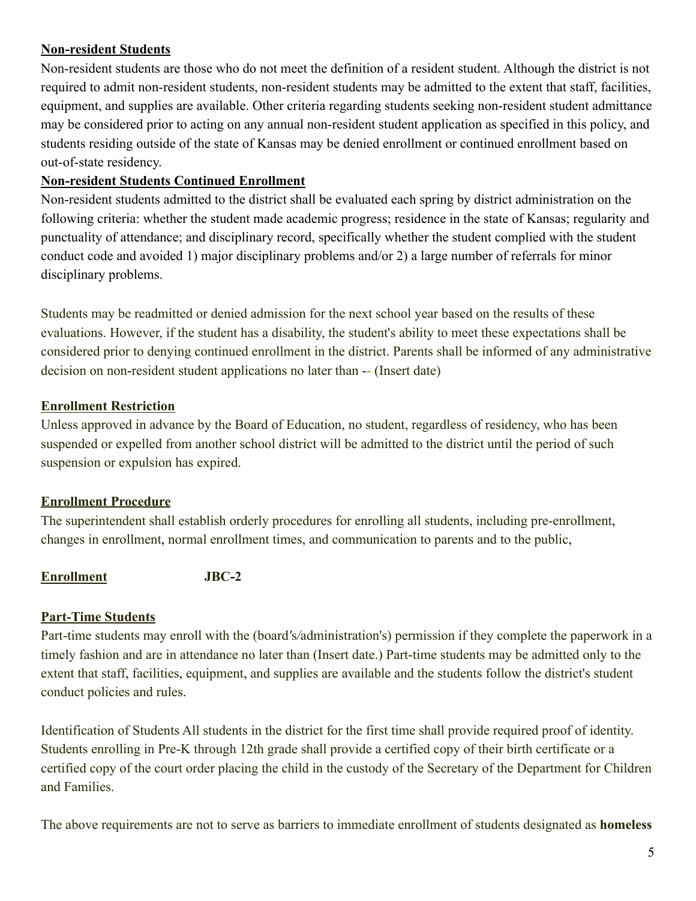**Non-resident Students**

Non-resident students are those who do not meet the definition of a resident student. Although the district is not required to admit non-resident students, non-resident students may be admitted to the extent that staff, facilities, equipment, and supplies are available. Other criteria regarding students seeking non-resident student admittance may be considered prior to acting on any annual non-resident student application as specified in this policy, and students residing outside of the state of Kansas may be denied enrollment or continued enrollment based on out-of-state residency.

**Non-resident Students Continued Enrollment**

Non-resident students admitted to the district shall be evaluated each spring by district administration on the following criteria: whether the student made academic progress; residence in the state of Kansas; regularity and punctuality of attendance; and disciplinary record, specifically whether the student complied with the student conduct code and avoided 1) major disciplinary problems and/or 2) a large number of referrals for minor disciplinary problems.

Students may be readmitted or denied admission for the next school year based on the results of these evaluations. However, if the student has a disability, the student's ability to meet these expectations shall be considered prior to denying continued enrollment in the district. Parents shall be informed of any administrative decision on non-resident student applications no later than -- (Insert date)

**Enrollment Restriction**

Unless approved in advance by the Board of Education, no student, regardless of residency, who has been suspended or expelled from another school district will be admitted to the district until the period of such suspension or expulsion has expired.

**Enrollment Procedure**

The superintendent shall establish orderly procedures for enrolling all students, including pre-enrollment, changes in enrollment, normal enrollment times, and communication to parents and to the public,

**Enrollment** **JBC-2**

**Part-Time Students**

Part-time students may enroll with the (board's/administration's) permission if they complete the paperwork in a timely fashion and are in attendance no later than (Insert date.) Part-time students may be admitted only to the extent that staff, facilities, equipment, and supplies are available and the students follow the district's student conduct policies and rules.

Identification of Students All students in the district for the first time shall provide required proof of identity. Students enrolling in Pre-K through 12th grade shall provide a certified copy of their birth certificate or a certified copy of the court order placing the child in the custody of the Secretary of the Department for Children and Families.

The above requirements are not to serve as barriers to immediate enrollment of students designated as **homeless**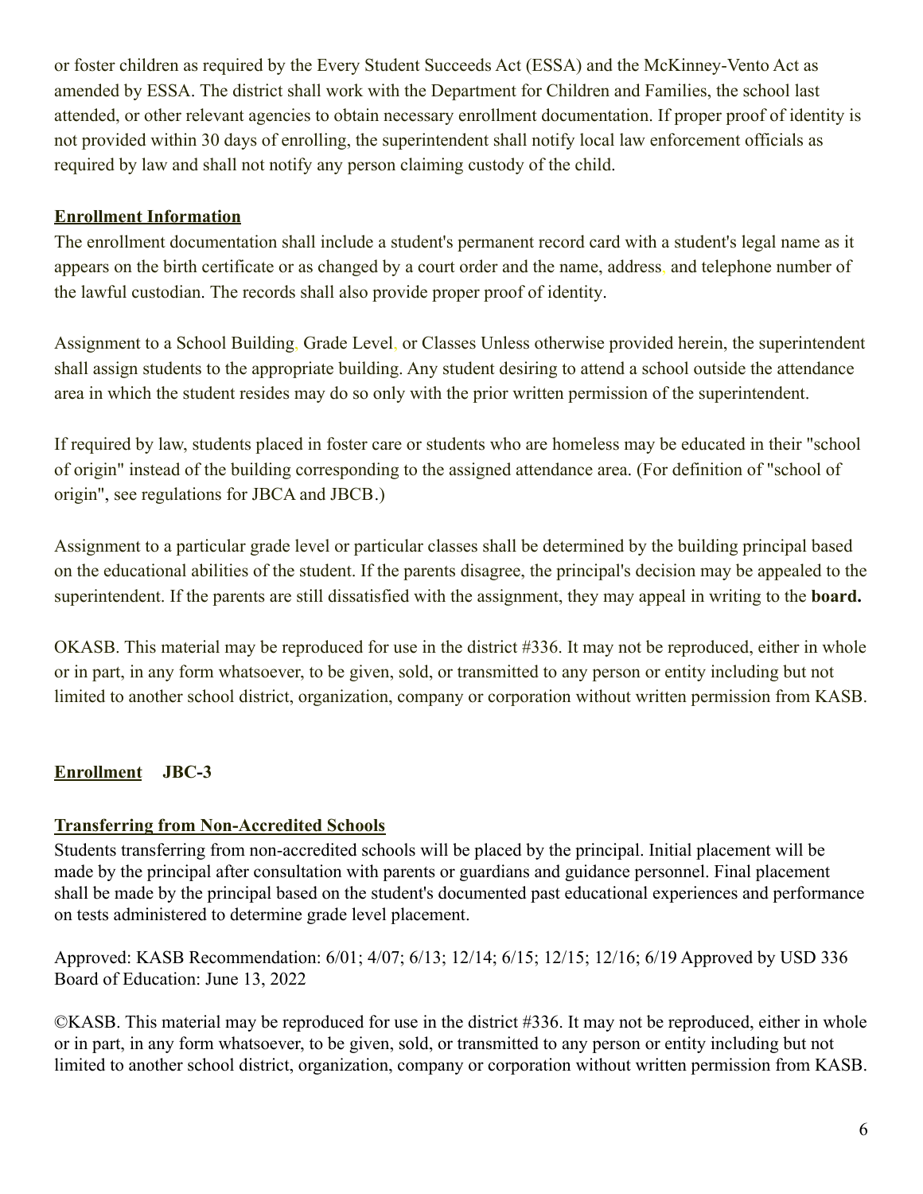or foster children as required by the Every Student Succeeds Act (ESSA) and the McKinney-Vento Act as amended by ESSA. The district shall work with the Department for Children and Families, the school last attended, or other relevant agencies to obtain necessary enrollment documentation. If proper proof of identity is not provided within 30 days of enrolling, the superintendent shall notify local law enforcement officials as required by law and shall not notify any person claiming custody of the child.

**Enrollment Information**

The enrollment documentation shall include a student's permanent record card with a student's legal name as it appears on the birth certificate or as changed by a court order and the name, address, and telephone number of the lawful custodian. The records shall also provide proper proof of identity.

Assignment to a School Building, Grade Level, or Classes Unless otherwise provided herein, the superintendent shall assign students to the appropriate building. Any student desiring to attend a school outside the attendance area in which the student resides may do so only with the prior written permission of the superintendent.

If required by law, students placed in foster care or students who are homeless may be educated in their "school of origin" instead of the building corresponding to the assigned attendance area. (For definition of "school of origin", see regulations for JBCA and JBCB.)

Assignment to a particular grade level or particular classes shall be determined by the building principal based on the educational abilities of the student. If the parents disagree, the principal's decision may be appealed to the superintendent. If the parents are still dissatisfied with the assignment, they may appeal in writing to the **board.**

OKASB. This material may be reproduced for use in the district #336. It may not be reproduced, either in whole or in part, in any form whatsoever, to be given, sold, or transmitted to any person or entity including but not limited to another school district, organization, company or corporation without written permission from KASB.

## Enrollment JBC-3

**Transferring from Non-Accredited Schools**

Students transferring from non-accredited schools will be placed by the principal. Initial placement will be made by the principal after consultation with parents or guardians and guidance personnel. Final placement shall be made by the principal based on the student's documented past educational experiences and performance on tests administered to determine grade level placement.

Approved: KASB Recommendation: 6/01; 4/07; 6/13; 12/14; 6/15; 12/15; 12/16; 6/19 Approved by USD 336 Board of Education: June 13, 2022

©KASB. This material may be reproduced for use in the district #336. It may not be reproduced, either in whole or in part, in any form whatsoever, to be given, sold, or transmitted to any person or entity including but not limited to another school district, organization, company or corporation without written permission from KASB.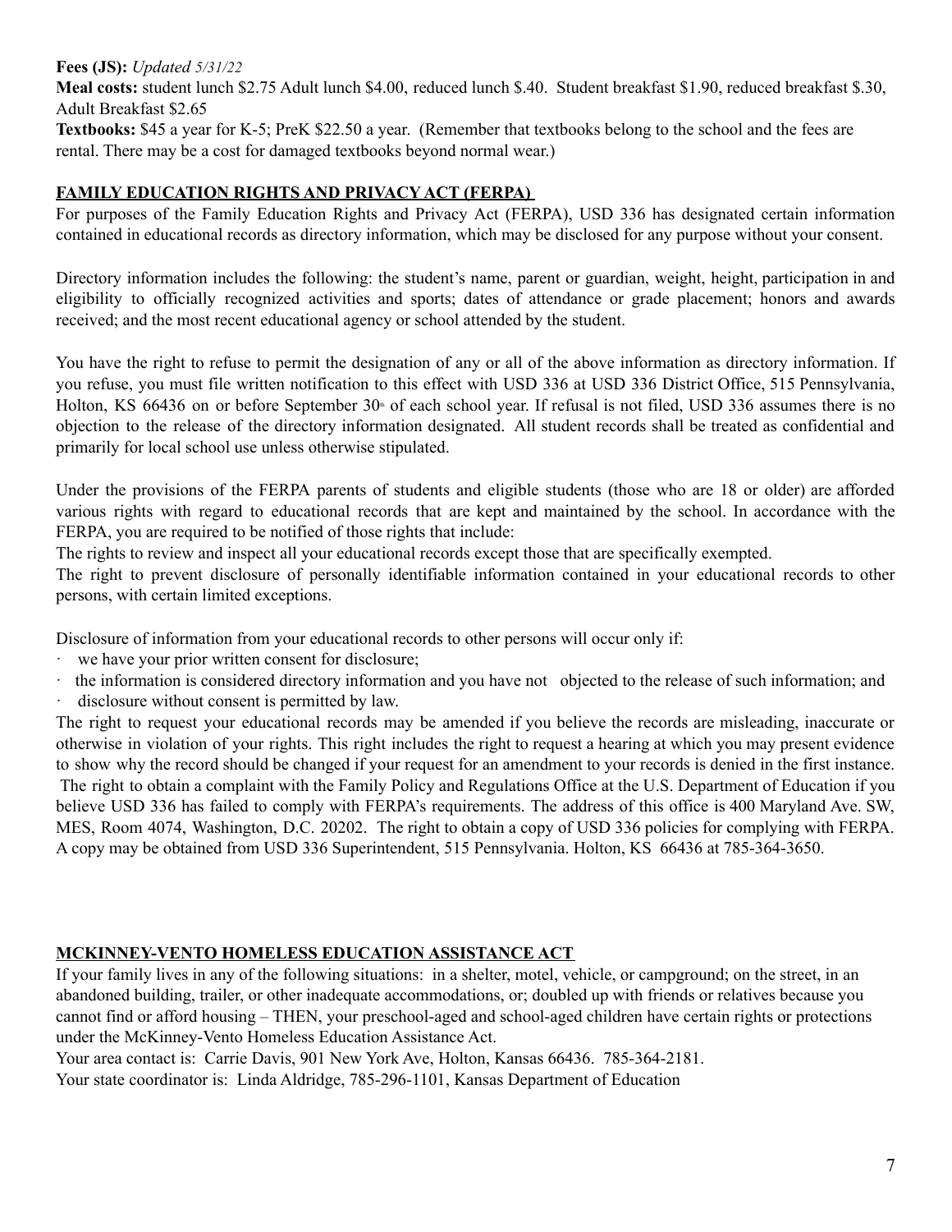**Fees (JS):** *Updated 5/31/22*

**Meal costs:** student lunch $2.75 Adult lunch $4.00, reduced lunch $.40. Student breakfast $1.90, reduced breakfast $.30, Adult Breakfast $2.65

**Textbooks:** $45 a year for K-5; PreK $22.50 a year. (Remember that textbooks belong to the school and the fees are rental. There may be a cost for damaged textbooks beyond normal wear.)

## FAMILY EDUCATION RIGHTS AND PRIVACY ACT (FERPA)

For purposes of the Family Education Rights and Privacy Act (FERPA), USD 336 has designated certain information contained in educational records as directory information, which may be disclosed for any purpose without your consent.

Directory information includes the following: the student's name, parent or guardian, weight, height, participation in and eligibility to officially recognized activities and sports; dates of attendance or grade placement; honors and awards received; and the most recent educational agency or school attended by the student.

You have the right to refuse to permit the designation of any or all of the above information as directory information. If you refuse, you must file written notification to this effect with USD 336 at USD 336 District Office, 515 Pennsylvania, Holton, KS 66436 on or before September 30th of each school year. If refusal is not filed, USD 336 assumes there is no objection to the release of the directory information designated. All student records shall be treated as confidential and primarily for local school use unless otherwise stipulated.

Under the provisions of the FERPA parents of students and eligible students (those who are 18 or older) are afforded various rights with regard to educational records that are kept and maintained by the school. In accordance with the FERPA, you are required to be notified of those rights that include:

The rights to review and inspect all your educational records except those that are specifically exempted.

The right to prevent disclosure of personally identifiable information contained in your educational records to other persons, with certain limited exceptions.

Disclosure of information from your educational records to other persons will occur only if:

- we have your prior written consent for disclosure;
- the information is considered directory information and you have not objected to the release of such information; and
- disclosure without consent is permitted by law.

The right to request your educational records may be amended if you believe the records are misleading, inaccurate or otherwise in violation of your rights. This right includes the right to request a hearing at which you may present evidence to show why the record should be changed if your request for an amendment to your records is denied in the first instance. The right to obtain a complaint with the Family Policy and Regulations Office at the U.S. Department of Education if you believe USD 336 has failed to comply with FERPA's requirements. The address of this office is 400 Maryland Ave. SW, MES, Room 4074, Washington, D.C. 20202. The right to obtain a copy of USD 336 policies for complying with FERPA. A copy may be obtained from USD 336 Superintendent, 515 Pennsylvania. Holton, KS 66436 at 785-364-3650.

## MCKINNEY-VENTO HOMELESS EDUCATION ASSISTANCE ACT

If your family lives in any of the following situations: in a shelter, motel, vehicle, or campground; on the street, in an abandoned building, trailer, or other inadequate accommodations, or; doubled up with friends or relatives because you cannot find or afford housing – THEN, your preschool-aged and school-aged children have certain rights or protections under the McKinney-Vento Homeless Education Assistance Act.

Your area contact is: Carrie Davis, 901 New York Ave, Holton, Kansas 66436. 785-364-2181.

Your state coordinator is: Linda Aldridge, 785-296-1101, Kansas Department of Education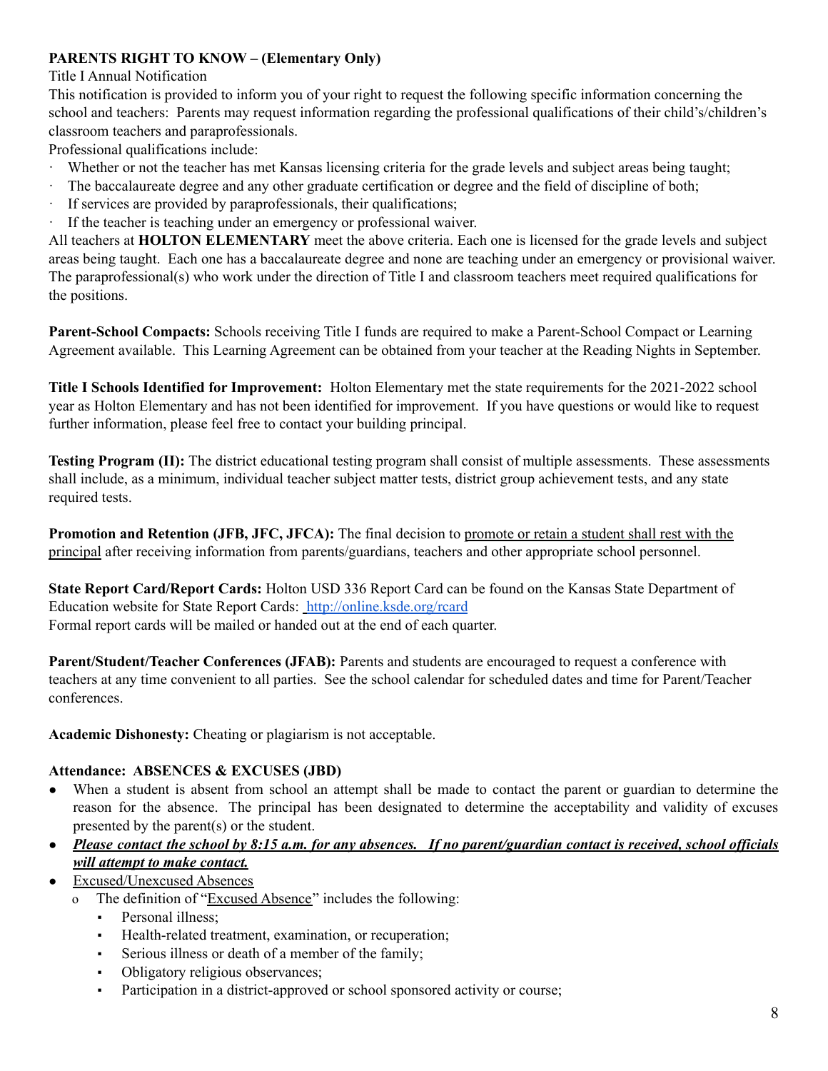**PARENTS RIGHT TO KNOW – (Elementary Only)**

Title I Annual Notification

This notification is provided to inform you of your right to request the following specific information concerning the school and teachers: Parents may request information regarding the professional qualifications of their child's/children's classroom teachers and paraprofessionals.

Professional qualifications include:

- Whether or not the teacher has met Kansas licensing criteria for the grade levels and subject areas being taught;
- The baccalaureate degree and any other graduate certification or degree and the field of discipline of both;
- If services are provided by paraprofessionals, their qualifications;
- If the teacher is teaching under an emergency or professional waiver.

All teachers at **HOLTON ELEMENTARY** meet the above criteria. Each one is licensed for the grade levels and subject areas being taught. Each one has a baccalaureate degree and none are teaching under an emergency or provisional waiver. The paraprofessional(s) who work under the direction of Title I and classroom teachers meet required qualifications for the positions.

**Parent-School Compacts:** Schools receiving Title I funds are required to make a Parent-School Compact or Learning Agreement available. This Learning Agreement can be obtained from your teacher at the Reading Nights in September.

**Title I Schools Identified for Improvement:** Holton Elementary met the state requirements for the 2021-2022 school year as Holton Elementary and has not been identified for improvement. If you have questions or would like to request further information, please feel free to contact your building principal.

**Testing Program (II):** The district educational testing program shall consist of multiple assessments. These assessments shall include, as a minimum, individual teacher subject matter tests, district group achievement tests, and any state required tests.

**Promotion and Retention (JFB, JFC, JFCA):** The final decision to promote or retain a student shall rest with the principal after receiving information from parents/guardians, teachers and other appropriate school personnel.

**State Report Card/Report Cards:** Holton USD 336 Report Card can be found on the Kansas State Department of Education website for State Report Cards: http://online.ksde.org/rcard

Formal report cards will be mailed or handed out at the end of each quarter.

**Parent/Student/Teacher Conferences (JFAB):** Parents and students are encouraged to request a conference with teachers at any time convenient to all parties. See the school calendar for scheduled dates and time for Parent/Teacher conferences.

**Academic Dishonesty:** Cheating or plagiarism is not acceptable.

**Attendance: ABSENCES & EXCUSES (JBD)**

- When a student is absent from school an attempt shall be made to contact the parent or guardian to determine the reason for the absence. The principal has been designated to determine the acceptability and validity of excuses presented by the parent(s) or the student.
- ***Please contact the school by 8:15 a.m. for any absences. If no parent/guardian contact is received, school officials will attempt to make contact.***
- Excused/Unexcused Absences
  - The definition of "Excused Absence" includes the following:
    - Personal illness;
    - Health-related treatment, examination, or recuperation;
    - Serious illness or death of a member of the family;
    - Obligatory religious observances;
    - Participation in a district-approved or school sponsored activity or course;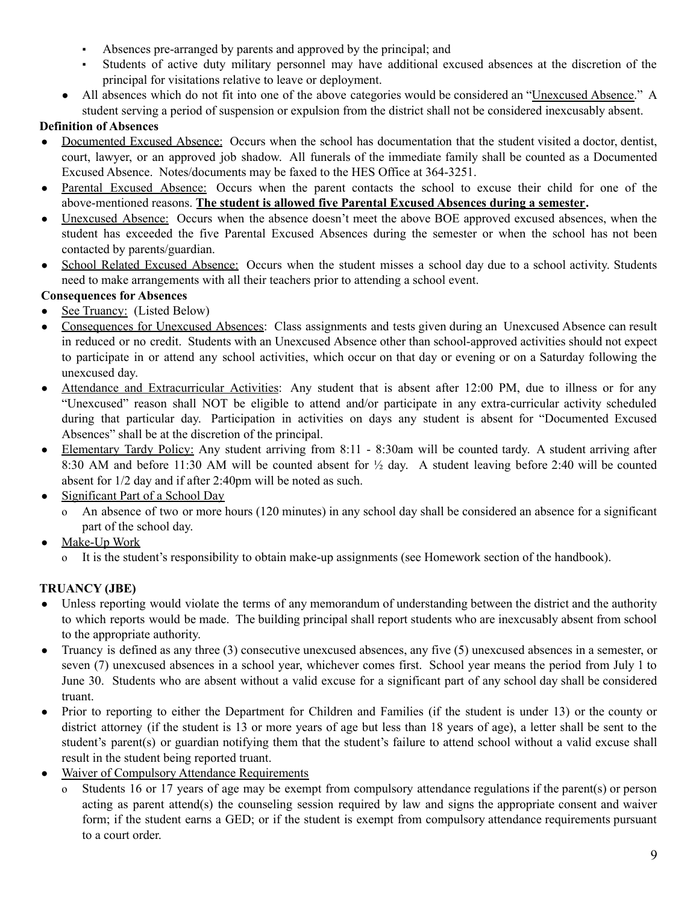- Absences pre-arranged by parents and approved by the principal; and
  - Students of active duty military personnel may have additional excused absences at the discretion of the principal for visitations relative to leave or deployment.
- All absences which do not fit into one of the above categories would be considered an "Unexcused Absence." A student serving a period of suspension or expulsion from the district shall not be considered inexcusably absent.

**Definition of Absences**

- Documented Excused Absence: Occurs when the school has documentation that the student visited a doctor, dentist, court, lawyer, or an approved job shadow. All funerals of the immediate family shall be counted as a Documented Excused Absence. Notes/documents may be faxed to the HES Office at 364-3251.
- Parental Excused Absence: Occurs when the parent contacts the school to excuse their child for one of the above-mentioned reasons. **The student is allowed five Parental Excused Absences during a semester.**
- Unexcused Absence: Occurs when the absence doesn't meet the above BOE approved excused absences, when the student has exceeded the five Parental Excused Absences during the semester or when the school has not been contacted by parents/guardian.
- School Related Excused Absence: Occurs when the student misses a school day due to a school activity. Students need to make arrangements with all their teachers prior to attending a school event.

**Consequences for Absences**

- See Truancy: (Listed Below)
- Consequences for Unexcused Absences: Class assignments and tests given during an Unexcused Absence can result in reduced or no credit. Students with an Unexcused Absence other than school-approved activities should not expect to participate in or attend any school activities, which occur on that day or evening or on a Saturday following the unexcused day.
- Attendance and Extracurricular Activities: Any student that is absent after 12:00 PM, due to illness or for any "Unexcused" reason shall NOT be eligible to attend and/or participate in any extra-curricular activity scheduled during that particular day. Participation in activities on days any student is absent for "Documented Excused Absences" shall be at the discretion of the principal.
- Elementary Tardy Policy: Any student arriving from 8:11 - 8:30am will be counted tardy. A student arriving after 8:30 AM and before 11:30 AM will be counted absent for ½ day. A student leaving before 2:40 will be counted absent for 1/2 day and if after 2:40pm will be noted as such.
- Significant Part of a School Day
  - An absence of two or more hours (120 minutes) in any school day shall be considered an absence for a significant part of the school day.
- Make-Up Work
  - It is the student's responsibility to obtain make-up assignments (see Homework section of the handbook).

**TRUANCY (JBE)**

- Unless reporting would violate the terms of any memorandum of understanding between the district and the authority to which reports would be made. The building principal shall report students who are inexcusably absent from school to the appropriate authority.
- Truancy is defined as any three (3) consecutive unexcused absences, any five (5) unexcused absences in a semester, or seven (7) unexcused absences in a school year, whichever comes first. School year means the period from July 1 to June 30. Students who are absent without a valid excuse for a significant part of any school day shall be considered truant.
- Prior to reporting to either the Department for Children and Families (if the student is under 13) or the county or district attorney (if the student is 13 or more years of age but less than 18 years of age), a letter shall be sent to the student's parent(s) or guardian notifying them that the student's failure to attend school without a valid excuse shall result in the student being reported truant.
- Waiver of Compulsory Attendance Requirements
  - Students 16 or 17 years of age may be exempt from compulsory attendance regulations if the parent(s) or person acting as parent attend(s) the counseling session required by law and signs the appropriate consent and waiver form; if the student earns a GED; or if the student is exempt from compulsory attendance requirements pursuant to a court order.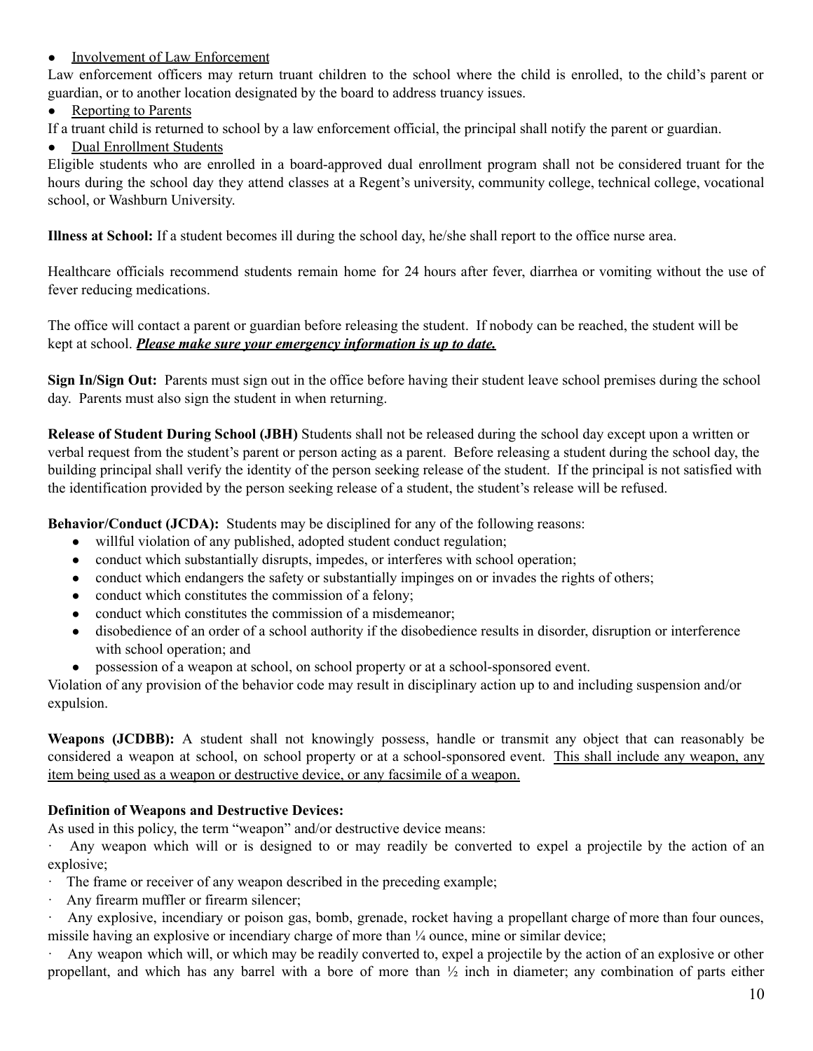- <u>Involvement of Law Enforcement</u>

Law enforcement officers may return truant children to the school where the child is enrolled, to the child's parent or guardian, or to another location designated by the board to address truancy issues.

- <u>Reporting to Parents</u>

If a truant child is returned to school by a law enforcement official, the principal shall notify the parent or guardian.

- <u>Dual Enrollment Students</u>

Eligible students who are enrolled in a board-approved dual enrollment program shall not be considered truant for the hours during the school day they attend classes at a Regent's university, community college, technical college, vocational school, or Washburn University.

**Illness at School:** If a student becomes ill during the school day, he/she shall report to the office nurse area.

Healthcare officials recommend students remain home for 24 hours after fever, diarrhea or vomiting without the use of fever reducing medications.

The office will contact a parent or guardian before releasing the student. If nobody can be reached, the student will be kept at school. ***<u>Please make sure your emergency information is up to date.</u>***

**Sign In/Sign Out:** Parents must sign out in the office before having their student leave school premises during the school day. Parents must also sign the student in when returning.

**Release of Student During School (JBH)** Students shall not be released during the school day except upon a written or verbal request from the student's parent or person acting as a parent. Before releasing a student during the school day, the building principal shall verify the identity of the person seeking release of the student. If the principal is not satisfied with the identification provided by the person seeking release of a student, the student's release will be refused.

**Behavior/Conduct (JCDA):** Students may be disciplined for any of the following reasons:

- willful violation of any published, adopted student conduct regulation;
- conduct which substantially disrupts, impedes, or interferes with school operation;
- conduct which endangers the safety or substantially impinges on or invades the rights of others;
- conduct which constitutes the commission of a felony;
- conduct which constitutes the commission of a misdemeanor;
- disobedience of an order of a school authority if the disobedience results in disorder, disruption or interference with school operation; and
- possession of a weapon at school, on school property or at a school-sponsored event.

Violation of any provision of the behavior code may result in disciplinary action up to and including suspension and/or expulsion.

**Weapons (JCDBB):** A student shall not knowingly possess, handle or transmit any object that can reasonably be considered a weapon at school, on school property or at a school-sponsored event. <u>This shall include any weapon, any item being used as a weapon or destructive device, or any facsimile of a weapon.</u>

**Definition of Weapons and Destructive Devices:**

As used in this policy, the term "weapon" and/or destructive device means:

- Any weapon which will or is designed to or may readily be converted to expel a projectile by the action of an explosive;
- The frame or receiver of any weapon described in the preceding example;
- Any firearm muffler or firearm silencer;
- Any explosive, incendiary or poison gas, bomb, grenade, rocket having a propellant charge of more than four ounces, missile having an explosive or incendiary charge of more than ¼ ounce, mine or similar device;
- Any weapon which will, or which may be readily converted to, expel a projectile by the action of an explosive or other propellant, and which has any barrel with a bore of more than ½ inch in diameter; any combination of parts either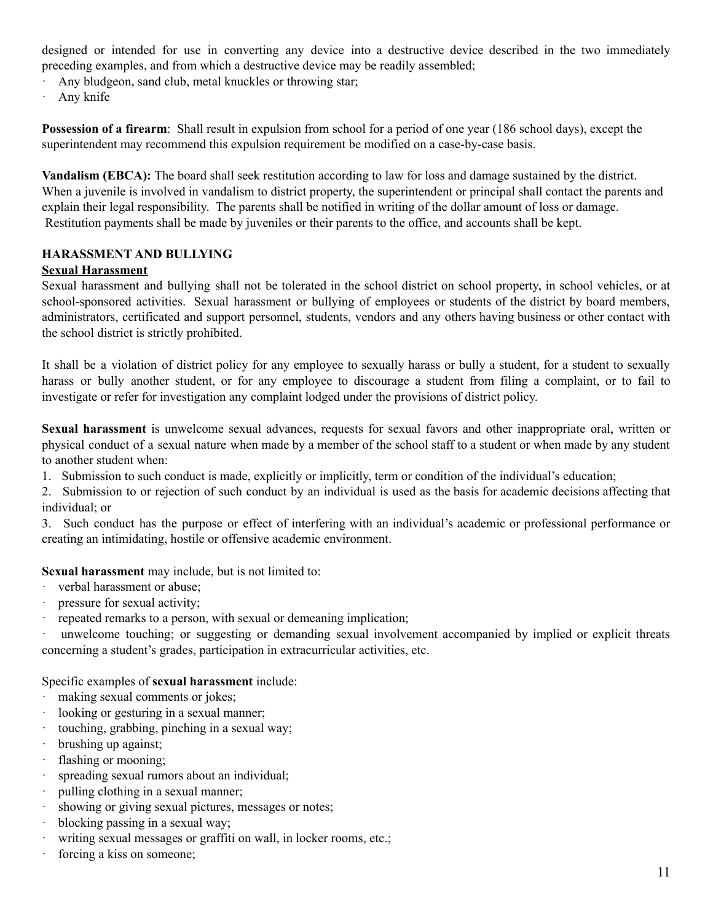designed or intended for use in converting any device into a destructive device described in the two immediately preceding examples, and from which a destructive device may be readily assembled;

- Any bludgeon, sand club, metal knuckles or throwing star;
- Any knife

**Possession of a firearm**: Shall result in expulsion from school for a period of one year (186 school days), except the superintendent may recommend this expulsion requirement be modified on a case-by-case basis.

**Vandalism (EBCA):** The board shall seek restitution according to law for loss and damage sustained by the district. When a juvenile is involved in vandalism to district property, the superintendent or principal shall contact the parents and explain their legal responsibility. The parents shall be notified in writing of the dollar amount of loss or damage. Restitution payments shall be made by juveniles or their parents to the office, and accounts shall be kept.

## HARASSMENT AND BULLYING

### Sexual Harassment

Sexual harassment and bullying shall not be tolerated in the school district on school property, in school vehicles, or at school-sponsored activities. Sexual harassment or bullying of employees or students of the district by board members, administrators, certificated and support personnel, students, vendors and any others having business or other contact with the school district is strictly prohibited.

It shall be a violation of district policy for any employee to sexually harass or bully a student, for a student to sexually harass or bully another student, or for any employee to discourage a student from filing a complaint, or to fail to investigate or refer for investigation any complaint lodged under the provisions of district policy.

**Sexual harassment** is unwelcome sexual advances, requests for sexual favors and other inappropriate oral, written or physical conduct of a sexual nature when made by a member of the school staff to a student or when made by any student to another student when:

1. Submission to such conduct is made, explicitly or implicitly, term or condition of the individual's education;
2. Submission to or rejection of such conduct by an individual is used as the basis for academic decisions affecting that individual; or
3. Such conduct has the purpose or effect of interfering with an individual's academic or professional performance or creating an intimidating, hostile or offensive academic environment.

**Sexual harassment** may include, but is not limited to:

- verbal harassment or abuse;
- pressure for sexual activity;
- repeated remarks to a person, with sexual or demeaning implication;
- unwelcome touching; or suggesting or demanding sexual involvement accompanied by implied or explicit threats concerning a student's grades, participation in extracurricular activities, etc.

Specific examples of **sexual harassment** include:

- making sexual comments or jokes;
- looking or gesturing in a sexual manner;
- touching, grabbing, pinching in a sexual way;
- brushing up against;
- flashing or mooning;
- spreading sexual rumors about an individual;
- pulling clothing in a sexual manner;
- showing or giving sexual pictures, messages or notes;
- blocking passing in a sexual way;
- writing sexual messages or graffiti on wall, in locker rooms, etc.;
- forcing a kiss on someone;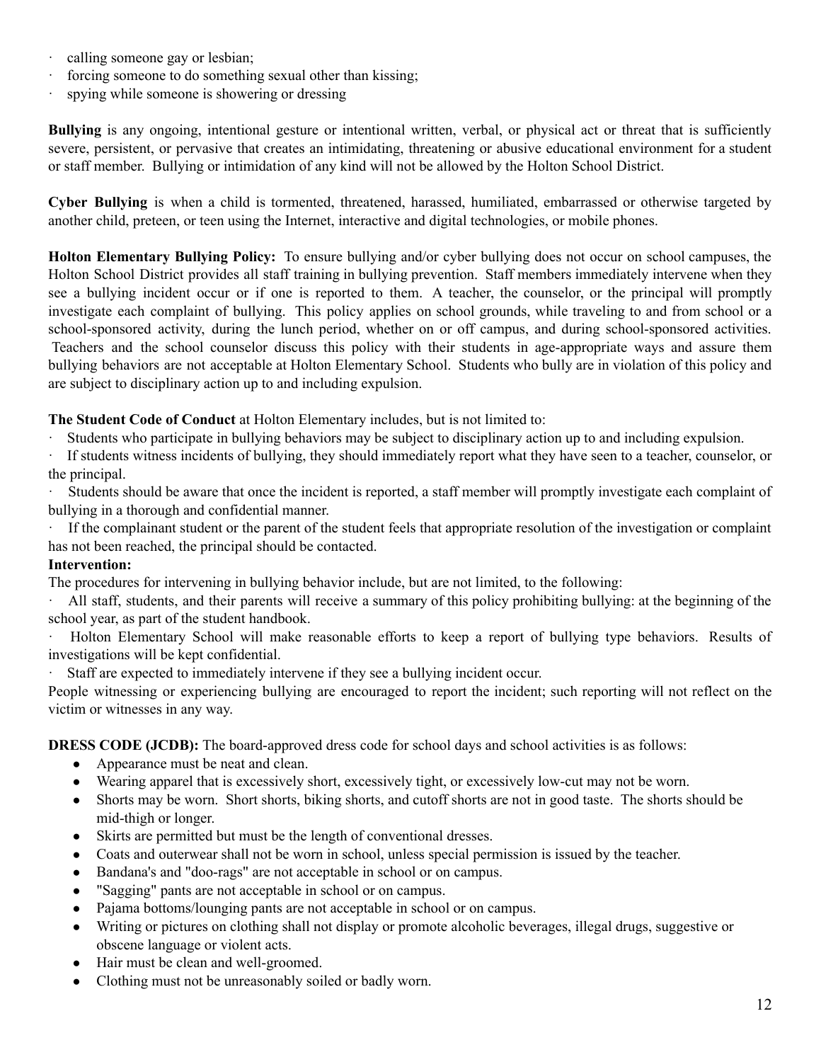- calling someone gay or lesbian;
- forcing someone to do something sexual other than kissing;
- spying while someone is showering or dressing

**Bullying** is any ongoing, intentional gesture or intentional written, verbal, or physical act or threat that is sufficiently severe, persistent, or pervasive that creates an intimidating, threatening or abusive educational environment for a student or staff member. Bullying or intimidation of any kind will not be allowed by the Holton School District.

**Cyber Bullying** is when a child is tormented, threatened, harassed, humiliated, embarrassed or otherwise targeted by another child, preteen, or teen using the Internet, interactive and digital technologies, or mobile phones.

**Holton Elementary Bullying Policy:** To ensure bullying and/or cyber bullying does not occur on school campuses, the Holton School District provides all staff training in bullying prevention. Staff members immediately intervene when they see a bullying incident occur or if one is reported to them. A teacher, the counselor, or the principal will promptly investigate each complaint of bullying. This policy applies on school grounds, while traveling to and from school or a school-sponsored activity, during the lunch period, whether on or off campus, and during school-sponsored activities. Teachers and the school counselor discuss this policy with their students in age-appropriate ways and assure them bullying behaviors are not acceptable at Holton Elementary School. Students who bully are in violation of this policy and are subject to disciplinary action up to and including expulsion.

**The Student Code of Conduct** at Holton Elementary includes, but is not limited to:

- Students who participate in bullying behaviors may be subject to disciplinary action up to and including expulsion.
- If students witness incidents of bullying, they should immediately report what they have seen to a teacher, counselor, or the principal.
- Students should be aware that once the incident is reported, a staff member will promptly investigate each complaint of bullying in a thorough and confidential manner.
- If the complainant student or the parent of the student feels that appropriate resolution of the investigation or complaint has not been reached, the principal should be contacted.

**Intervention:**

The procedures for intervening in bullying behavior include, but are not limited, to the following:

- All staff, students, and their parents will receive a summary of this policy prohibiting bullying: at the beginning of the school year, as part of the student handbook.
- Holton Elementary School will make reasonable efforts to keep a report of bullying type behaviors. Results of investigations will be kept confidential.
- Staff are expected to immediately intervene if they see a bullying incident occur.

People witnessing or experiencing bullying are encouraged to report the incident; such reporting will not reflect on the victim or witnesses in any way.

**DRESS CODE (JCDB):** The board-approved dress code for school days and school activities is as follows:

- Appearance must be neat and clean.
- Wearing apparel that is excessively short, excessively tight, or excessively low-cut may not be worn.
- Shorts may be worn. Short shorts, biking shorts, and cutoff shorts are not in good taste. The shorts should be mid-thigh or longer.
- Skirts are permitted but must be the length of conventional dresses.
- Coats and outerwear shall not be worn in school, unless special permission is issued by the teacher.
- Bandana's and "doo-rags" are not acceptable in school or on campus.
- "Sagging" pants are not acceptable in school or on campus.
- Pajama bottoms/lounging pants are not acceptable in school or on campus.
- Writing or pictures on clothing shall not display or promote alcoholic beverages, illegal drugs, suggestive or obscene language or violent acts.
- Hair must be clean and well-groomed.
- Clothing must not be unreasonably soiled or badly worn.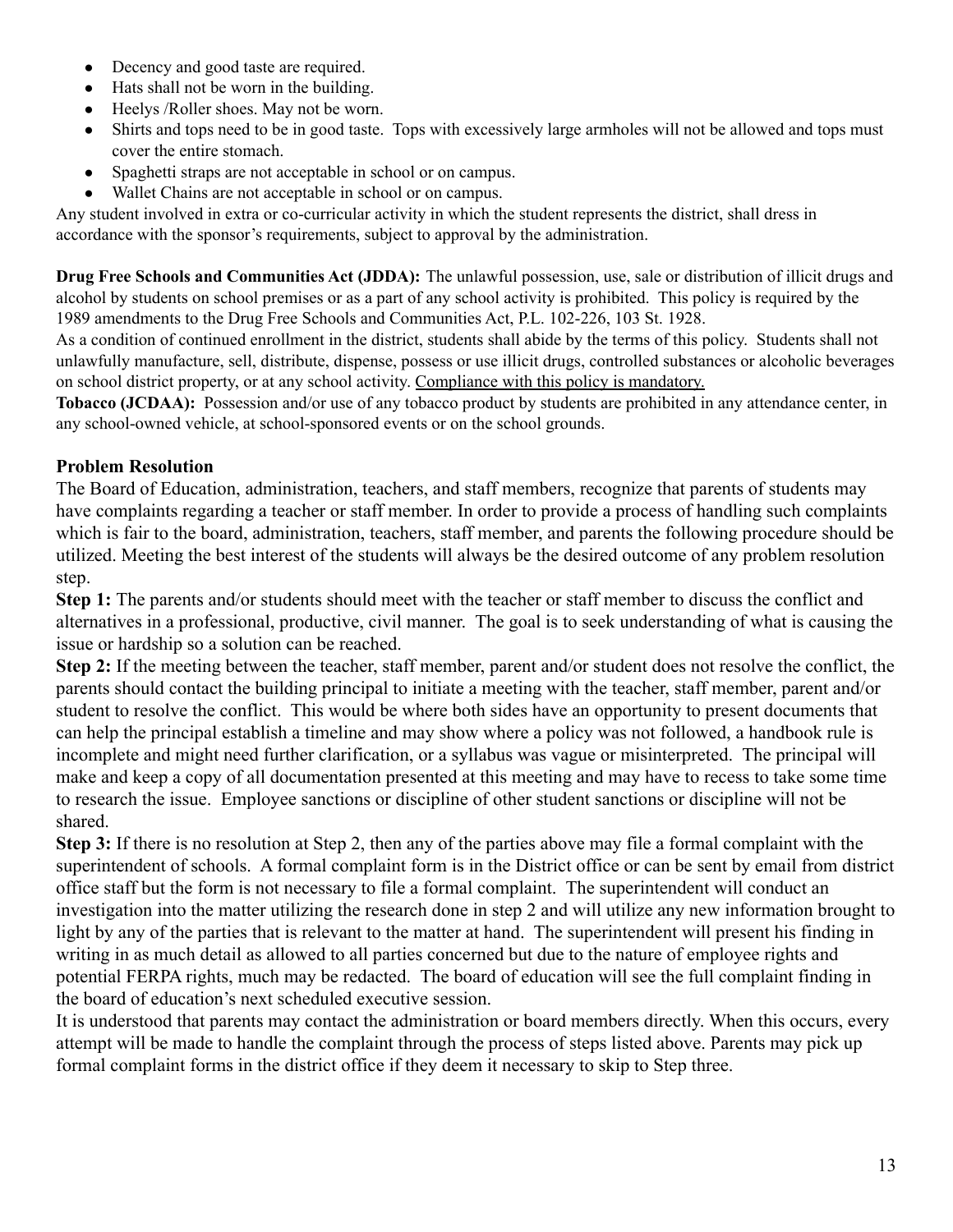- Decency and good taste are required.
- Hats shall not be worn in the building.
- Heelys /Roller shoes. May not be worn.
- Shirts and tops need to be in good taste. Tops with excessively large armholes will not be allowed and tops must cover the entire stomach.
- Spaghetti straps are not acceptable in school or on campus.
- Wallet Chains are not acceptable in school or on campus.

Any student involved in extra or co-curricular activity in which the student represents the district, shall dress in accordance with the sponsor's requirements, subject to approval by the administration.

**Drug Free Schools and Communities Act (JDDA):** The unlawful possession, use, sale or distribution of illicit drugs and alcohol by students on school premises or as a part of any school activity is prohibited. This policy is required by the 1989 amendments to the Drug Free Schools and Communities Act, P.L. 102-226, 103 St. 1928.

As a condition of continued enrollment in the district, students shall abide by the terms of this policy. Students shall not unlawfully manufacture, sell, distribute, dispense, possess or use illicit drugs, controlled substances or alcoholic beverages on school district property, or at any school activity. <u>Compliance with this policy is mandatory.</u>

**Tobacco (JCDAA):** Possession and/or use of any tobacco product by students are prohibited in any attendance center, in any school-owned vehicle, at school-sponsored events or on the school grounds.

### Problem Resolution

The Board of Education, administration, teachers, and staff members, recognize that parents of students may have complaints regarding a teacher or staff member. In order to provide a process of handling such complaints which is fair to the board, administration, teachers, staff member, and parents the following procedure should be utilized. Meeting the best interest of the students will always be the desired outcome of any problem resolution step.

**Step 1:** The parents and/or students should meet with the teacher or staff member to discuss the conflict and alternatives in a professional, productive, civil manner. The goal is to seek understanding of what is causing the issue or hardship so a solution can be reached.

**Step 2:** If the meeting between the teacher, staff member, parent and/or student does not resolve the conflict, the parents should contact the building principal to initiate a meeting with the teacher, staff member, parent and/or student to resolve the conflict. This would be where both sides have an opportunity to present documents that can help the principal establish a timeline and may show where a policy was not followed, a handbook rule is incomplete and might need further clarification, or a syllabus was vague or misinterpreted. The principal will make and keep a copy of all documentation presented at this meeting and may have to recess to take some time to research the issue. Employee sanctions or discipline of other student sanctions or discipline will not be shared.

**Step 3:** If there is no resolution at Step 2, then any of the parties above may file a formal complaint with the superintendent of schools. A formal complaint form is in the District office or can be sent by email from district office staff but the form is not necessary to file a formal complaint. The superintendent will conduct an investigation into the matter utilizing the research done in step 2 and will utilize any new information brought to light by any of the parties that is relevant to the matter at hand. The superintendent will present his finding in writing in as much detail as allowed to all parties concerned but due to the nature of employee rights and potential FERPA rights, much may be redacted. The board of education will see the full complaint finding in the board of education's next scheduled executive session.

It is understood that parents may contact the administration or board members directly. When this occurs, every attempt will be made to handle the complaint through the process of steps listed above. Parents may pick up formal complaint forms in the district office if they deem it necessary to skip to Step three.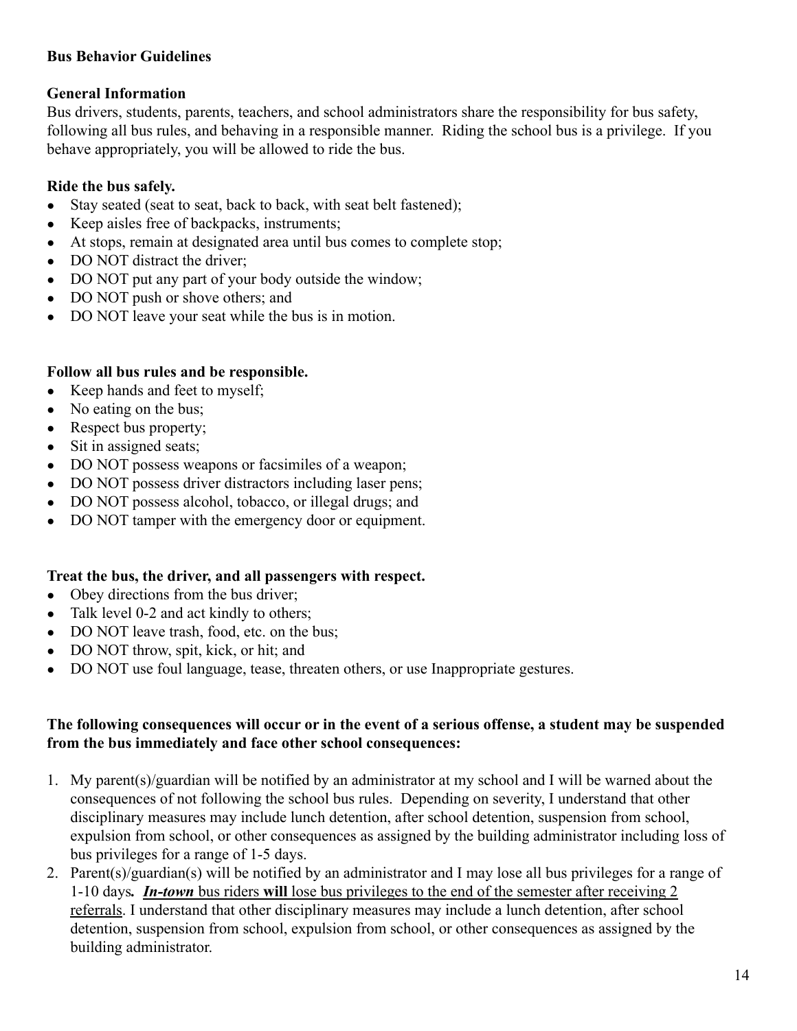**Bus Behavior Guidelines**

**General Information**

Bus drivers, students, parents, teachers, and school administrators share the responsibility for bus safety, following all bus rules, and behaving in a responsible manner. Riding the school bus is a privilege. If you behave appropriately, you will be allowed to ride the bus.

**Ride the bus safely.**

- Stay seated (seat to seat, back to back, with seat belt fastened);
- Keep aisles free of backpacks, instruments;
- At stops, remain at designated area until bus comes to complete stop;
- DO NOT distract the driver;
- DO NOT put any part of your body outside the window;
- DO NOT push or shove others; and
- DO NOT leave your seat while the bus is in motion.

**Follow all bus rules and be responsible.**

- Keep hands and feet to myself;
- No eating on the bus;
- Respect bus property;
- Sit in assigned seats;
- DO NOT possess weapons or facsimiles of a weapon;
- DO NOT possess driver distractors including laser pens;
- DO NOT possess alcohol, tobacco, or illegal drugs; and
- DO NOT tamper with the emergency door or equipment.

**Treat the bus, the driver, and all passengers with respect.**

- Obey directions from the bus driver;
- Talk level 0-2 and act kindly to others;
- DO NOT leave trash, food, etc. on the bus;
- DO NOT throw, spit, kick, or hit; and
- DO NOT use foul language, tease, threaten others, or use Inappropriate gestures.

**The following consequences will occur or in the event of a serious offense, a student may be suspended from the bus immediately and face other school consequences:**

1. My parent(s)/guardian will be notified by an administrator at my school and I will be warned about the consequences of not following the school bus rules. Depending on severity, I understand that other disciplinary measures may include lunch detention, after school detention, suspension from school, expulsion from school, or other consequences as assigned by the building administrator including loss of bus privileges for a range of 1-5 days.
2. Parent(s)/guardian(s) will be notified by an administrator and I may lose all bus privileges for a range of 1-10 days**.** ***In-town*** bus riders **will** lose bus privileges to the end of the semester after receiving 2 referrals. I understand that other disciplinary measures may include a lunch detention, after school detention, suspension from school, expulsion from school, or other consequences as assigned by the building administrator.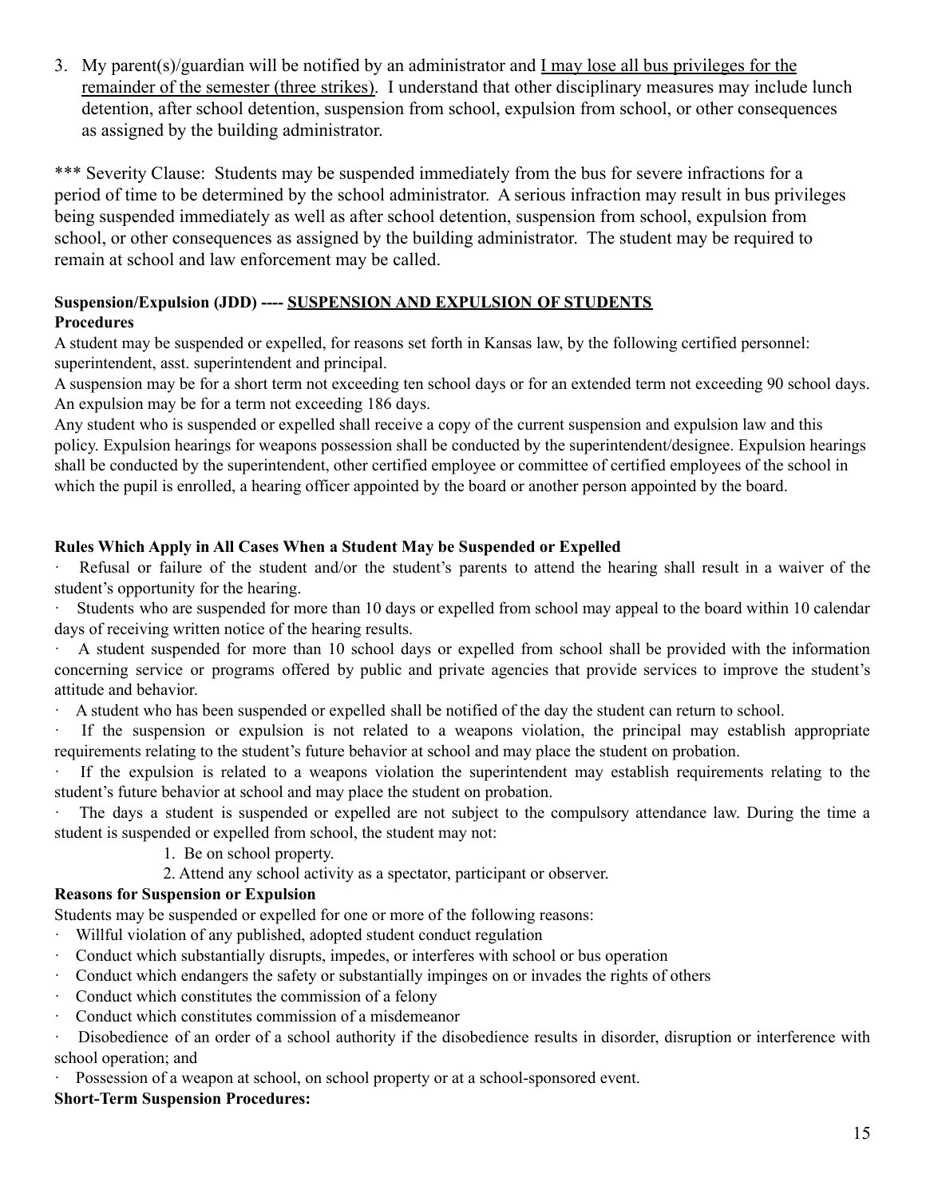3. My parent(s)/guardian will be notified by an administrator and <u>I may lose all bus privileges for the remainder of the semester (three strikes)</u>. I understand that other disciplinary measures may include lunch detention, after school detention, suspension from school, expulsion from school, or other consequences as assigned by the building administrator.

*** Severity Clause: Students may be suspended immediately from the bus for severe infractions for a period of time to be determined by the school administrator. A serious infraction may result in bus privileges being suspended immediately as well as after school detention, suspension from school, expulsion from school, or other consequences as assigned by the building administrator. The student may be required to remain at school and law enforcement may be called.

**Suspension/Expulsion (JDD) ---- <u>SUSPENSION AND EXPULSION OF STUDENTS</u>**

**Procedures**

A student may be suspended or expelled, for reasons set forth in Kansas law, by the following certified personnel: superintendent, asst. superintendent and principal.

A suspension may be for a short term not exceeding ten school days or for an extended term not exceeding 90 school days. An expulsion may be for a term not exceeding 186 days.

Any student who is suspended or expelled shall receive a copy of the current suspension and expulsion law and this policy. Expulsion hearings for weapons possession shall be conducted by the superintendent/designee. Expulsion hearings shall be conducted by the superintendent, other certified employee or committee of certified employees of the school in which the pupil is enrolled, a hearing officer appointed by the board or another person appointed by the board.

**Rules Which Apply in All Cases When a Student May be Suspended or Expelled**

- Refusal or failure of the student and/or the student's parents to attend the hearing shall result in a waiver of the student's opportunity for the hearing.
- Students who are suspended for more than 10 days or expelled from school may appeal to the board within 10 calendar days of receiving written notice of the hearing results.
- A student suspended for more than 10 school days or expelled from school shall be provided with the information concerning service or programs offered by public and private agencies that provide services to improve the student's attitude and behavior.
- A student who has been suspended or expelled shall be notified of the day the student can return to school.
- If the suspension or expulsion is not related to a weapons violation, the principal may establish appropriate requirements relating to the student's future behavior at school and may place the student on probation.
- If the expulsion is related to a weapons violation the superintendent may establish requirements relating to the student's future behavior at school and may place the student on probation.
- The days a student is suspended or expelled are not subject to the compulsory attendance law. During the time a student is suspended or expelled from school, the student may not:
  1. Be on school property.
  2. Attend any school activity as a spectator, participant or observer.

**Reasons for Suspension or Expulsion**

Students may be suspended or expelled for one or more of the following reasons:

- Willful violation of any published, adopted student conduct regulation
- Conduct which substantially disrupts, impedes, or interferes with school or bus operation
- Conduct which endangers the safety or substantially impinges on or invades the rights of others
- Conduct which constitutes the commission of a felony
- Conduct which constitutes commission of a misdemeanor
- Disobedience of an order of a school authority if the disobedience results in disorder, disruption or interference with school operation; and
- Possession of a weapon at school, on school property or at a school-sponsored event.

**Short-Term Suspension Procedures:**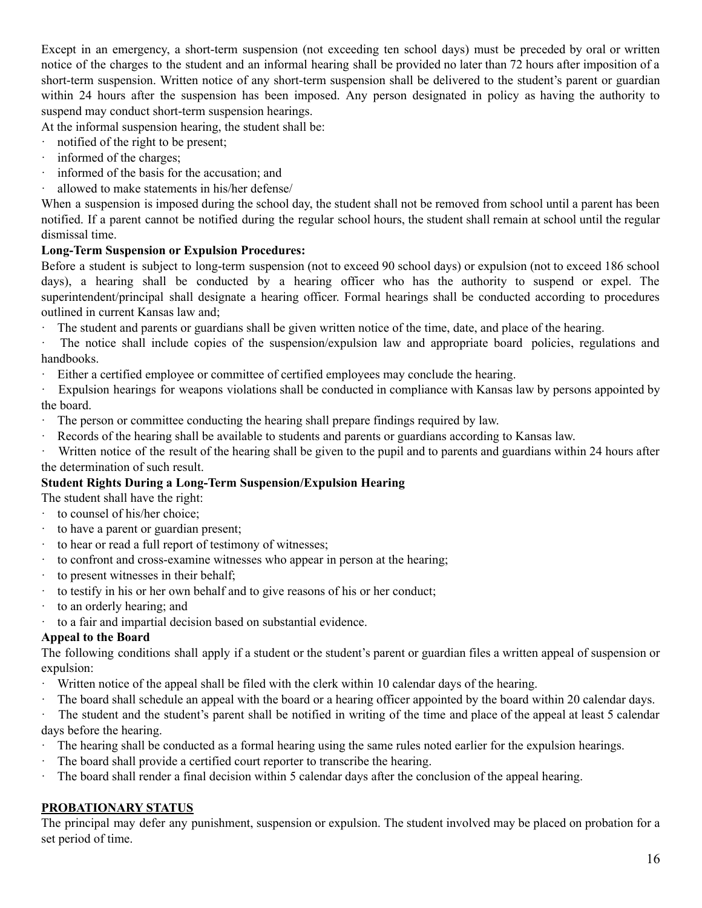Except in an emergency, a short-term suspension (not exceeding ten school days) must be preceded by oral or written notice of the charges to the student and an informal hearing shall be provided no later than 72 hours after imposition of a short-term suspension. Written notice of any short-term suspension shall be delivered to the student's parent or guardian within 24 hours after the suspension has been imposed. Any person designated in policy as having the authority to suspend may conduct short-term suspension hearings.

At the informal suspension hearing, the student shall be:

- notified of the right to be present;
- informed of the charges;
- informed of the basis for the accusation; and
- allowed to make statements in his/her defense/

When a suspension is imposed during the school day, the student shall not be removed from school until a parent has been notified. If a parent cannot be notified during the regular school hours, the student shall remain at school until the regular dismissal time.

**Long-Term Suspension or Expulsion Procedures:**

Before a student is subject to long-term suspension (not to exceed 90 school days) or expulsion (not to exceed 186 school days), a hearing shall be conducted by a hearing officer who has the authority to suspend or expel. The superintendent/principal shall designate a hearing officer. Formal hearings shall be conducted according to procedures outlined in current Kansas law and;

- The student and parents or guardians shall be given written notice of the time, date, and place of the hearing.
- The notice shall include copies of the suspension/expulsion law and appropriate board policies, regulations and handbooks.
- Either a certified employee or committee of certified employees may conclude the hearing.
- Expulsion hearings for weapons violations shall be conducted in compliance with Kansas law by persons appointed by the board.
- The person or committee conducting the hearing shall prepare findings required by law.
- Records of the hearing shall be available to students and parents or guardians according to Kansas law.
- Written notice of the result of the hearing shall be given to the pupil and to parents and guardians within 24 hours after the determination of such result.

**Student Rights During a Long-Term Suspension/Expulsion Hearing**

The student shall have the right:

- to counsel of his/her choice;
- to have a parent or guardian present;
- to hear or read a full report of testimony of witnesses;
- to confront and cross-examine witnesses who appear in person at the hearing;
- to present witnesses in their behalf;
- to testify in his or her own behalf and to give reasons of his or her conduct;
- to an orderly hearing; and
- to a fair and impartial decision based on substantial evidence.

**Appeal to the Board**

The following conditions shall apply if a student or the student's parent or guardian files a written appeal of suspension or expulsion:

- Written notice of the appeal shall be filed with the clerk within 10 calendar days of the hearing.
- The board shall schedule an appeal with the board or a hearing officer appointed by the board within 20 calendar days.
- The student and the student's parent shall be notified in writing of the time and place of the appeal at least 5 calendar days before the hearing.
- The hearing shall be conducted as a formal hearing using the same rules noted earlier for the expulsion hearings.
- The board shall provide a certified court reporter to transcribe the hearing.
- The board shall render a final decision within 5 calendar days after the conclusion of the appeal hearing.

## PROBATIONARY STATUS

The principal may defer any punishment, suspension or expulsion. The student involved may be placed on probation for a set period of time.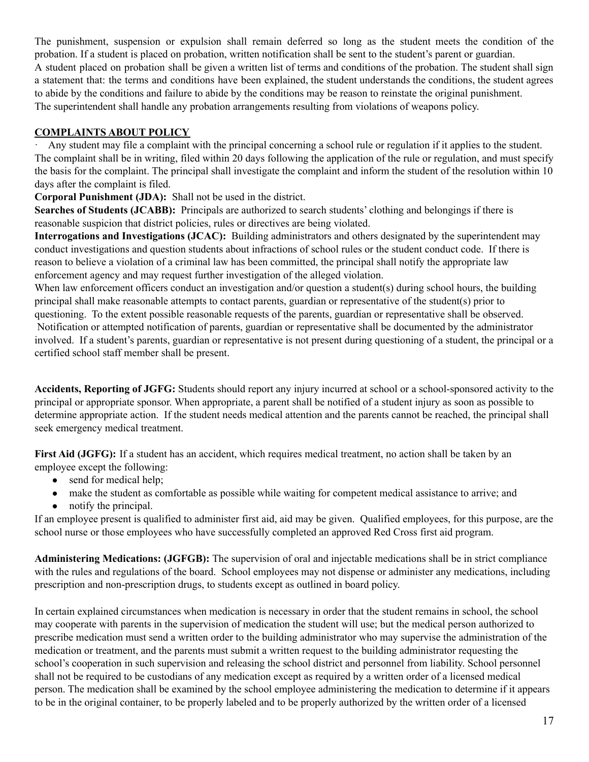The punishment, suspension or expulsion shall remain deferred so long as the student meets the condition of the probation. If a student is placed on probation, written notification shall be sent to the student's parent or guardian. A student placed on probation shall be given a written list of terms and conditions of the probation. The student shall sign a statement that: the terms and conditions have been explained, the student understands the conditions, the student agrees to abide by the conditions and failure to abide by the conditions may be reason to reinstate the original punishment. The superintendent shall handle any probation arrangements resulting from violations of weapons policy.

## COMPLAINTS ABOUT POLICY

· Any student may file a complaint with the principal concerning a school rule or regulation if it applies to the student. The complaint shall be in writing, filed within 20 days following the application of the rule or regulation, and must specify the basis for the complaint. The principal shall investigate the complaint and inform the student of the resolution within 10 days after the complaint is filed.

**Corporal Punishment (JDA):** Shall not be used in the district.

**Searches of Students (JCABB):** Principals are authorized to search students' clothing and belongings if there is reasonable suspicion that district policies, rules or directives are being violated.

**Interrogations and Investigations (JCAC):** Building administrators and others designated by the superintendent may conduct investigations and question students about infractions of school rules or the student conduct code. If there is reason to believe a violation of a criminal law has been committed, the principal shall notify the appropriate law enforcement agency and may request further investigation of the alleged violation.

When law enforcement officers conduct an investigation and/or question a student(s) during school hours, the building principal shall make reasonable attempts to contact parents, guardian or representative of the student(s) prior to questioning. To the extent possible reasonable requests of the parents, guardian or representative shall be observed. Notification or attempted notification of parents, guardian or representative shall be documented by the administrator involved. If a student's parents, guardian or representative is not present during questioning of a student, the principal or a certified school staff member shall be present.

**Accidents, Reporting of JGFG:** Students should report any injury incurred at school or a school-sponsored activity to the principal or appropriate sponsor. When appropriate, a parent shall be notified of a student injury as soon as possible to determine appropriate action. If the student needs medical attention and the parents cannot be reached, the principal shall seek emergency medical treatment.

**First Aid (JGFG):** If a student has an accident, which requires medical treatment, no action shall be taken by an employee except the following:

- send for medical help;
- make the student as comfortable as possible while waiting for competent medical assistance to arrive; and
- notify the principal.

If an employee present is qualified to administer first aid, aid may be given. Qualified employees, for this purpose, are the school nurse or those employees who have successfully completed an approved Red Cross first aid program.

**Administering Medications: (JGFGB):** The supervision of oral and injectable medications shall be in strict compliance with the rules and regulations of the board. School employees may not dispense or administer any medications, including prescription and non-prescription drugs, to students except as outlined in board policy.

In certain explained circumstances when medication is necessary in order that the student remains in school, the school may cooperate with parents in the supervision of medication the student will use; but the medical person authorized to prescribe medication must send a written order to the building administrator who may supervise the administration of the medication or treatment, and the parents must submit a written request to the building administrator requesting the school's cooperation in such supervision and releasing the school district and personnel from liability. School personnel shall not be required to be custodians of any medication except as required by a written order of a licensed medical person. The medication shall be examined by the school employee administering the medication to determine if it appears to be in the original container, to be properly labeled and to be properly authorized by the written order of a licensed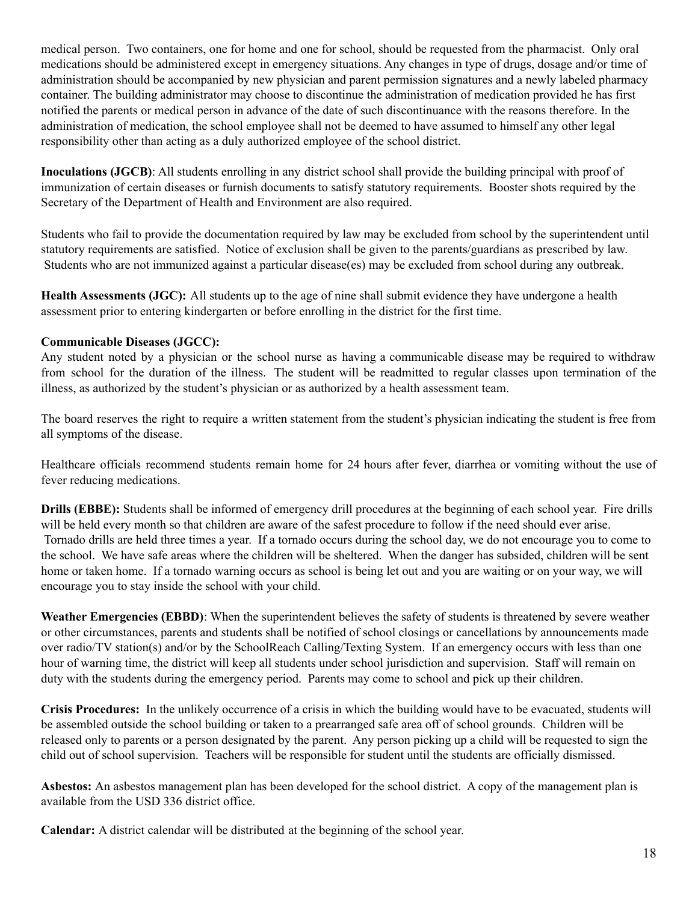medical person. Two containers, one for home and one for school, should be requested from the pharmacist. Only oral medications should be administered except in emergency situations. Any changes in type of drugs, dosage and/or time of administration should be accompanied by new physician and parent permission signatures and a newly labeled pharmacy container. The building administrator may choose to discontinue the administration of medication provided he has first notified the parents or medical person in advance of the date of such discontinuance with the reasons therefore. In the administration of medication, the school employee shall not be deemed to have assumed to himself any other legal responsibility other than acting as a duly authorized employee of the school district.

**Inoculations (JGCB)**: All students enrolling in any district school shall provide the building principal with proof of immunization of certain diseases or furnish documents to satisfy statutory requirements. Booster shots required by the Secretary of the Department of Health and Environment are also required.

Students who fail to provide the documentation required by law may be excluded from school by the superintendent until statutory requirements are satisfied. Notice of exclusion shall be given to the parents/guardians as prescribed by law. Students who are not immunized against a particular disease(es) may be excluded from school during any outbreak.

**Health Assessments (JGC):** All students up to the age of nine shall submit evidence they have undergone a health assessment prior to entering kindergarten or before enrolling in the district for the first time.

**Communicable Diseases (JGCC):**

Any student noted by a physician or the school nurse as having a communicable disease may be required to withdraw from school for the duration of the illness. The student will be readmitted to regular classes upon termination of the illness, as authorized by the student's physician or as authorized by a health assessment team.

The board reserves the right to require a written statement from the student's physician indicating the student is free from all symptoms of the disease.

Healthcare officials recommend students remain home for 24 hours after fever, diarrhea or vomiting without the use of fever reducing medications.

**Drills (EBBE):** Students shall be informed of emergency drill procedures at the beginning of each school year. Fire drills will be held every month so that children are aware of the safest procedure to follow if the need should ever arise. Tornado drills are held three times a year. If a tornado occurs during the school day, we do not encourage you to come to the school. We have safe areas where the children will be sheltered. When the danger has subsided, children will be sent home or taken home. If a tornado warning occurs as school is being let out and you are waiting or on your way, we will encourage you to stay inside the school with your child.

**Weather Emergencies (EBBD)**: When the superintendent believes the safety of students is threatened by severe weather or other circumstances, parents and students shall be notified of school closings or cancellations by announcements made over radio/TV station(s) and/or by the SchoolReach Calling/Texting System. If an emergency occurs with less than one hour of warning time, the district will keep all students under school jurisdiction and supervision. Staff will remain on duty with the students during the emergency period. Parents may come to school and pick up their children.

**Crisis Procedures:** In the unlikely occurrence of a crisis in which the building would have to be evacuated, students will be assembled outside the school building or taken to a prearranged safe area off of school grounds. Children will be released only to parents or a person designated by the parent. Any person picking up a child will be requested to sign the child out of school supervision. Teachers will be responsible for student until the students are officially dismissed.

**Asbestos:** An asbestos management plan has been developed for the school district. A copy of the management plan is available from the USD 336 district office.

**Calendar:** A district calendar will be distributed at the beginning of the school year.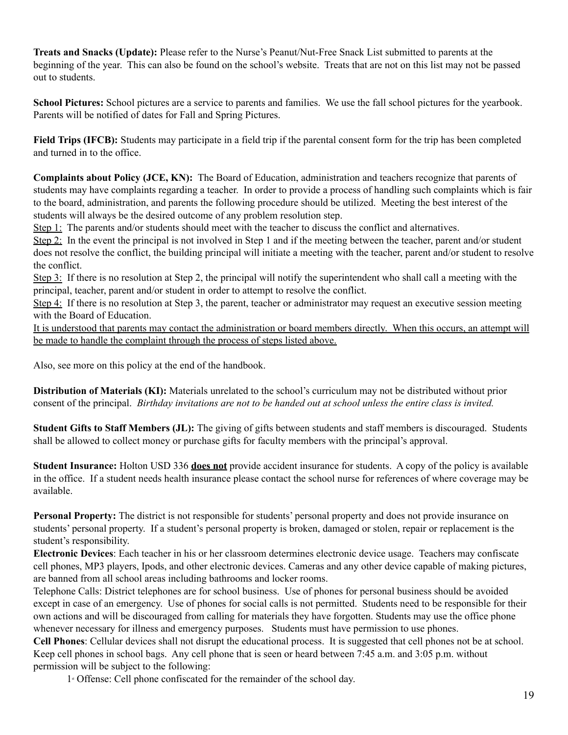**Treats and Snacks (Update):** Please refer to the Nurse's Peanut/Nut-Free Snack List submitted to parents at the beginning of the year. This can also be found on the school's website. Treats that are not on this list may not be passed out to students.

**School Pictures:** School pictures are a service to parents and families. We use the fall school pictures for the yearbook. Parents will be notified of dates for Fall and Spring Pictures.

**Field Trips (IFCB):** Students may participate in a field trip if the parental consent form for the trip has been completed and turned in to the office.

**Complaints about Policy (JCE, KN):** The Board of Education, administration and teachers recognize that parents of students may have complaints regarding a teacher. In order to provide a process of handling such complaints which is fair to the board, administration, and parents the following procedure should be utilized. Meeting the best interest of the students will always be the desired outcome of any problem resolution step.

<u>Step 1:</u> The parents and/or students should meet with the teacher to discuss the conflict and alternatives.

<u>Step 2:</u> In the event the principal is not involved in Step 1 and if the meeting between the teacher, parent and/or student does not resolve the conflict, the building principal will initiate a meeting with the teacher, parent and/or student to resolve the conflict.

<u>Step 3:</u> If there is no resolution at Step 2, the principal will notify the superintendent who shall call a meeting with the principal, teacher, parent and/or student in order to attempt to resolve the conflict.

<u>Step 4:</u> If there is no resolution at Step 3, the parent, teacher or administrator may request an executive session meeting with the Board of Education.

<u>It is understood that parents may contact the administration or board members directly. When this occurs, an attempt will be made to handle the complaint through the process of steps listed above.</u>

Also, see more on this policy at the end of the handbook.

**Distribution of Materials (KI):** Materials unrelated to the school's curriculum may not be distributed without prior consent of the principal. *Birthday invitations are not to be handed out at school unless the entire class is invited.*

**Student Gifts to Staff Members (JL):** The giving of gifts between students and staff members is discouraged. Students shall be allowed to collect money or purchase gifts for faculty members with the principal's approval.

**Student Insurance:** Holton USD 336 <u>**does not**</u> provide accident insurance for students. A copy of the policy is available in the office. If a student needs health insurance please contact the school nurse for references of where coverage may be available.

**Personal Property:** The district is not responsible for students' personal property and does not provide insurance on students' personal property. If a student's personal property is broken, damaged or stolen, repair or replacement is the student's responsibility.

**Electronic Devices**: Each teacher in his or her classroom determines electronic device usage. Teachers may confiscate cell phones, MP3 players, Ipods, and other electronic devices. Cameras and any other device capable of making pictures, are banned from all school areas including bathrooms and locker rooms.

Telephone Calls: District telephones are for school business. Use of phones for personal business should be avoided except in case of an emergency. Use of phones for social calls is not permitted. Students need to be responsible for their own actions and will be discouraged from calling for materials they have forgotten. Students may use the office phone whenever necessary for illness and emergency purposes. Students must have permission to use phones.

**Cell Phones**: Cellular devices shall not disrupt the educational process. It is suggested that cell phones not be at school. Keep cell phones in school bags. Any cell phone that is seen or heard between 7:45 a.m. and 3:05 p.m. without permission will be subject to the following:

1st Offense: Cell phone confiscated for the remainder of the school day.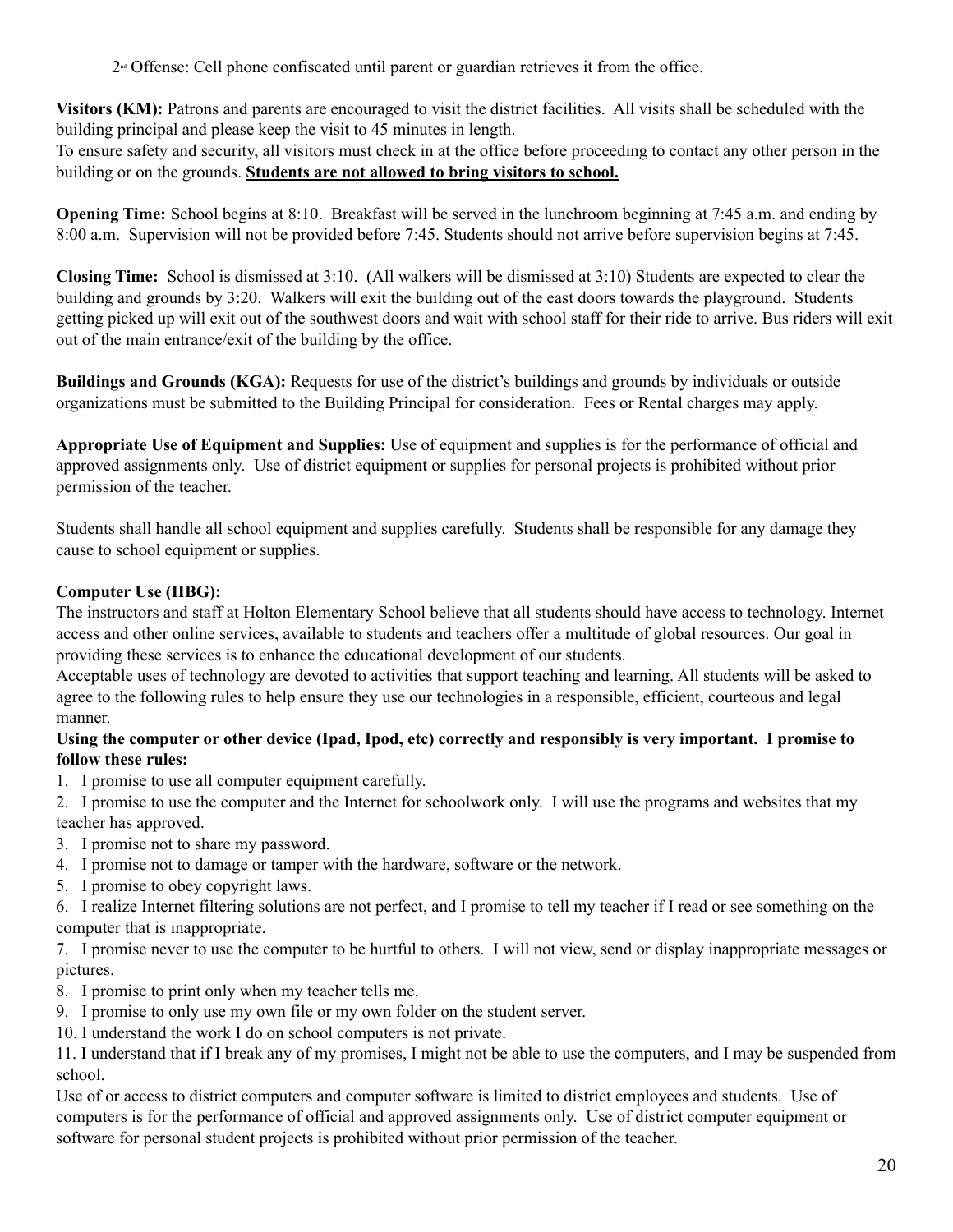2nd Offense: Cell phone confiscated until parent or guardian retrieves it from the office.

**Visitors (KM):** Patrons and parents are encouraged to visit the district facilities. All visits shall be scheduled with the building principal and please keep the visit to 45 minutes in length.
To ensure safety and security, all visitors must check in at the office before proceeding to contact any other person in the building or on the grounds. **Students are not allowed to bring visitors to school.**

**Opening Time:** School begins at 8:10. Breakfast will be served in the lunchroom beginning at 7:45 a.m. and ending by 8:00 a.m. Supervision will not be provided before 7:45. Students should not arrive before supervision begins at 7:45.

**Closing Time:** School is dismissed at 3:10. (All walkers will be dismissed at 3:10) Students are expected to clear the building and grounds by 3:20. Walkers will exit the building out of the east doors towards the playground. Students getting picked up will exit out of the southwest doors and wait with school staff for their ride to arrive. Bus riders will exit out of the main entrance/exit of the building by the office.

**Buildings and Grounds (KGA):** Requests for use of the district's buildings and grounds by individuals or outside organizations must be submitted to the Building Principal for consideration. Fees or Rental charges may apply.

**Appropriate Use of Equipment and Supplies:** Use of equipment and supplies is for the performance of official and approved assignments only. Use of district equipment or supplies for personal projects is prohibited without prior permission of the teacher.

Students shall handle all school equipment and supplies carefully. Students shall be responsible for any damage they cause to school equipment or supplies.

**Computer Use (IIBG):**
The instructors and staff at Holton Elementary School believe that all students should have access to technology. Internet access and other online services, available to students and teachers offer a multitude of global resources. Our goal in providing these services is to enhance the educational development of our students.
Acceptable uses of technology are devoted to activities that support teaching and learning. All students will be asked to agree to the following rules to help ensure they use our technologies in a responsible, efficient, courteous and legal manner.

**Using the computer or other device (Ipad, Ipod, etc) correctly and responsibly is very important. I promise to follow these rules:**

1. I promise to use all computer equipment carefully.
2. I promise to use the computer and the Internet for schoolwork only. I will use the programs and websites that my teacher has approved.
3. I promise not to share my password.
4. I promise not to damage or tamper with the hardware, software or the network.
5. I promise to obey copyright laws.
6. I realize Internet filtering solutions are not perfect, and I promise to tell my teacher if I read or see something on the computer that is inappropriate.
7. I promise never to use the computer to be hurtful to others. I will not view, send or display inappropriate messages or pictures.
8. I promise to print only when my teacher tells me.
9. I promise to only use my own file or my own folder on the student server.
10. I understand the work I do on school computers is not private.
11. I understand that if I break any of my promises, I might not be able to use the computers, and I may be suspended from school.

Use of or access to district computers and computer software is limited to district employees and students. Use of computers is for the performance of official and approved assignments only. Use of district computer equipment or software for personal student projects is prohibited without prior permission of the teacher.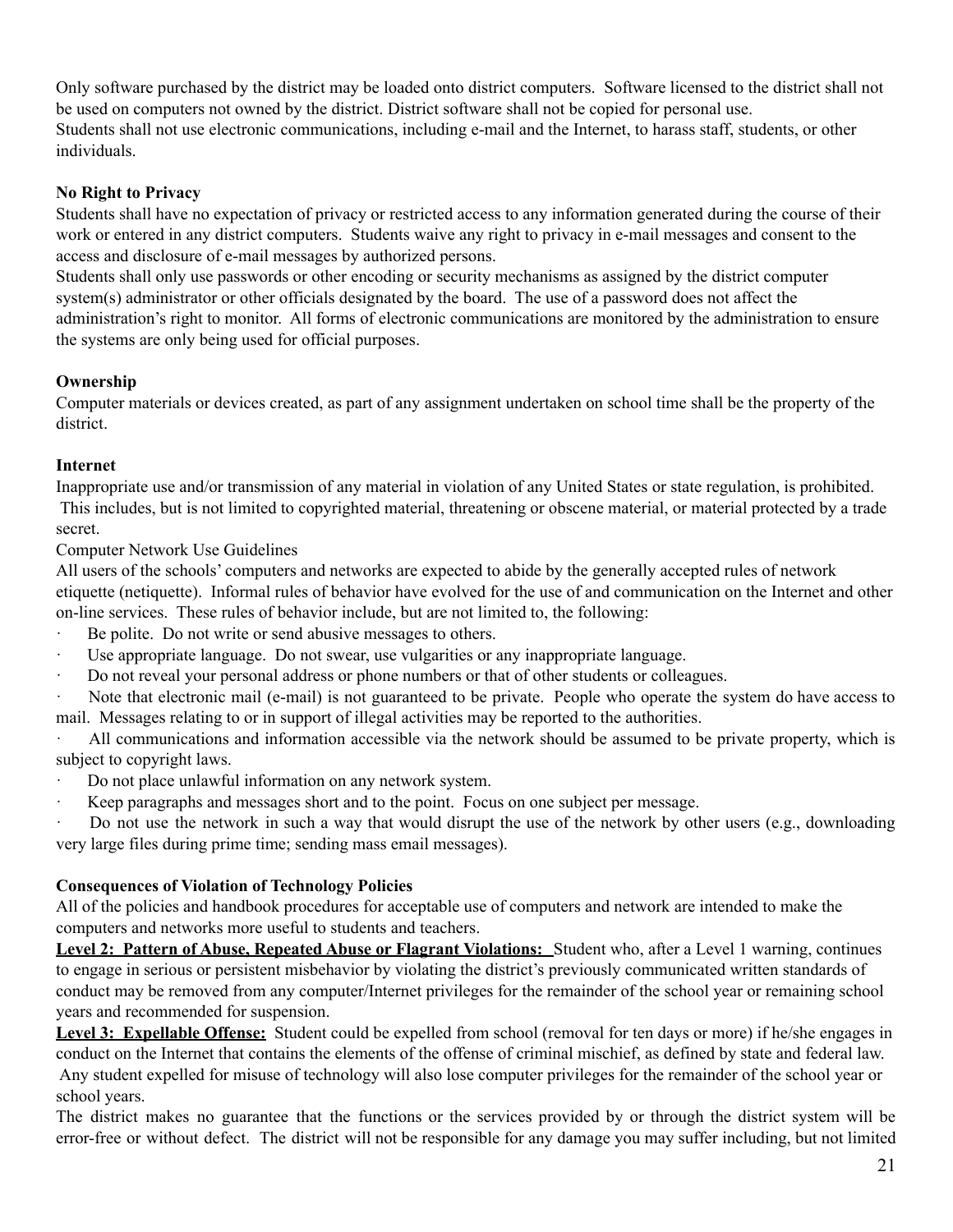Only software purchased by the district may be loaded onto district computers. Software licensed to the district shall not be used on computers not owned by the district. District software shall not be copied for personal use.
Students shall not use electronic communications, including e-mail and the Internet, to harass staff, students, or other individuals.

**No Right to Privacy**
Students shall have no expectation of privacy or restricted access to any information generated during the course of their work or entered in any district computers. Students waive any right to privacy in e-mail messages and consent to the access and disclosure of e-mail messages by authorized persons.
Students shall only use passwords or other encoding or security mechanisms as assigned by the district computer system(s) administrator or other officials designated by the board. The use of a password does not affect the administration's right to monitor. All forms of electronic communications are monitored by the administration to ensure the systems are only being used for official purposes.

**Ownership**
Computer materials or devices created, as part of any assignment undertaken on school time shall be the property of the district.

**Internet**
Inappropriate use and/or transmission of any material in violation of any United States or state regulation, is prohibited. This includes, but is not limited to copyrighted material, threatening or obscene material, or material protected by a trade secret.
Computer Network Use Guidelines
All users of the schools' computers and networks are expected to abide by the generally accepted rules of network etiquette (netiquette). Informal rules of behavior have evolved for the use of and communication on the Internet and other on-line services. These rules of behavior include, but are not limited to, the following:

- Be polite. Do not write or send abusive messages to others.
- Use appropriate language. Do not swear, use vulgarities or any inappropriate language.
- Do not reveal your personal address or phone numbers or that of other students or colleagues.
- Note that electronic mail (e-mail) is not guaranteed to be private. People who operate the system do have access to mail. Messages relating to or in support of illegal activities may be reported to the authorities.
- All communications and information accessible via the network should be assumed to be private property, which is subject to copyright laws.
- Do not place unlawful information on any network system.
- Keep paragraphs and messages short and to the point. Focus on one subject per message.
- Do not use the network in such a way that would disrupt the use of the network by other users (e.g., downloading very large files during prime time; sending mass email messages).

**Consequences of Violation of Technology Policies**
All of the policies and handbook procedures for acceptable use of computers and network are intended to make the computers and networks more useful to students and teachers.
**Level 2: Pattern of Abuse, Repeated Abuse or Flagrant Violations:** Student who, after a Level 1 warning, continues to engage in serious or persistent misbehavior by violating the district's previously communicated written standards of conduct may be removed from any computer/Internet privileges for the remainder of the school year or remaining school years and recommended for suspension.
**Level 3: Expellable Offense:** Student could be expelled from school (removal for ten days or more) if he/she engages in conduct on the Internet that contains the elements of the offense of criminal mischief, as defined by state and federal law. Any student expelled for misuse of technology will also lose computer privileges for the remainder of the school year or school years.
The district makes no guarantee that the functions or the services provided by or through the district system will be error-free or without defect. The district will not be responsible for any damage you may suffer including, but not limited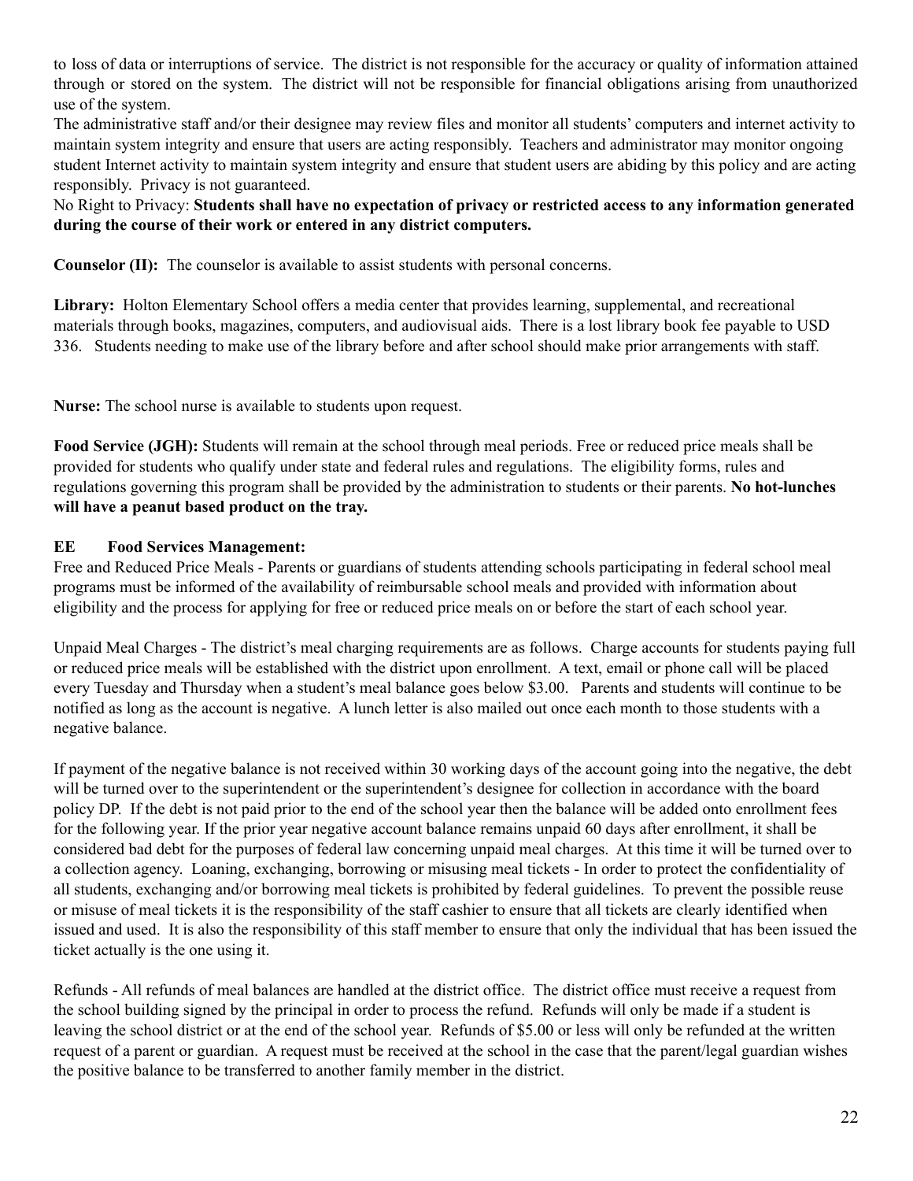to loss of data or interruptions of service. The district is not responsible for the accuracy or quality of information attained through or stored on the system. The district will not be responsible for financial obligations arising from unauthorized use of the system.

The administrative staff and/or their designee may review files and monitor all students' computers and internet activity to maintain system integrity and ensure that users are acting responsibly. Teachers and administrator may monitor ongoing student Internet activity to maintain system integrity and ensure that student users are abiding by this policy and are acting responsibly. Privacy is not guaranteed.

No Right to Privacy: **Students shall have no expectation of privacy or restricted access to any information generated during the course of their work or entered in any district computers.**

**Counselor (II):** The counselor is available to assist students with personal concerns.

**Library:** Holton Elementary School offers a media center that provides learning, supplemental, and recreational materials through books, magazines, computers, and audiovisual aids. There is a lost library book fee payable to USD 336. Students needing to make use of the library before and after school should make prior arrangements with staff.

**Nurse:** The school nurse is available to students upon request.

**Food Service (JGH):** Students will remain at the school through meal periods. Free or reduced price meals shall be provided for students who qualify under state and federal rules and regulations. The eligibility forms, rules and regulations governing this program shall be provided by the administration to students or their parents. **No hot-lunches will have a peanut based product on the tray.**

**EE Food Services Management:**

Free and Reduced Price Meals - Parents or guardians of students attending schools participating in federal school meal programs must be informed of the availability of reimbursable school meals and provided with information about eligibility and the process for applying for free or reduced price meals on or before the start of each school year.

Unpaid Meal Charges - The district's meal charging requirements are as follows. Charge accounts for students paying full or reduced price meals will be established with the district upon enrollment. A text, email or phone call will be placed every Tuesday and Thursday when a student's meal balance goes below $3.00. Parents and students will continue to be notified as long as the account is negative. A lunch letter is also mailed out once each month to those students with a negative balance.

If payment of the negative balance is not received within 30 working days of the account going into the negative, the debt will be turned over to the superintendent or the superintendent's designee for collection in accordance with the board policy DP. If the debt is not paid prior to the end of the school year then the balance will be added onto enrollment fees for the following year. If the prior year negative account balance remains unpaid 60 days after enrollment, it shall be considered bad debt for the purposes of federal law concerning unpaid meal charges. At this time it will be turned over to a collection agency. Loaning, exchanging, borrowing or misusing meal tickets - In order to protect the confidentiality of all students, exchanging and/or borrowing meal tickets is prohibited by federal guidelines. To prevent the possible reuse or misuse of meal tickets it is the responsibility of the staff cashier to ensure that all tickets are clearly identified when issued and used. It is also the responsibility of this staff member to ensure that only the individual that has been issued the ticket actually is the one using it.

Refunds - All refunds of meal balances are handled at the district office. The district office must receive a request from the school building signed by the principal in order to process the refund. Refunds will only be made if a student is leaving the school district or at the end of the school year. Refunds of $5.00 or less will only be refunded at the written request of a parent or guardian. A request must be received at the school in the case that the parent/legal guardian wishes the positive balance to be transferred to another family member in the district.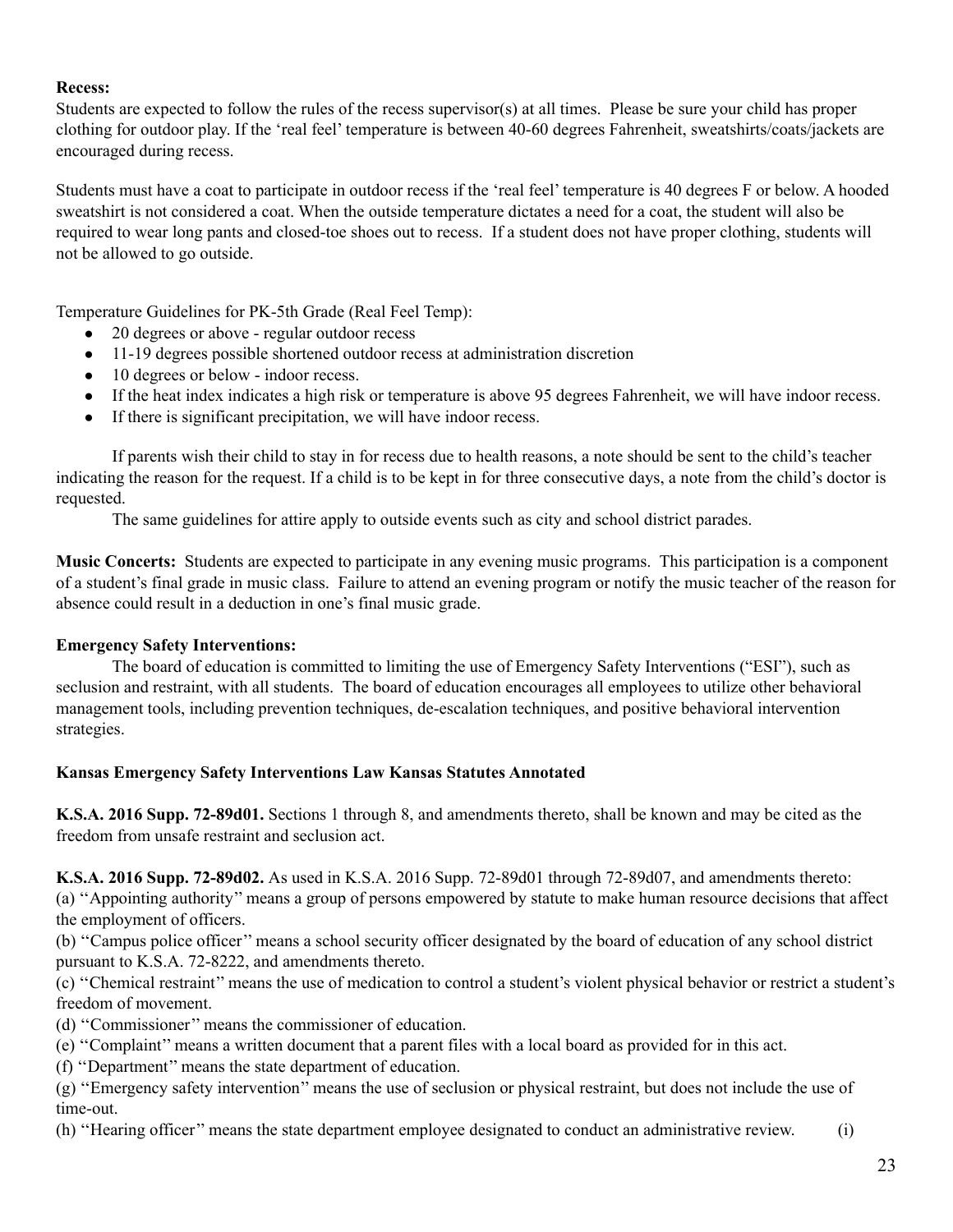**Recess:**
Students are expected to follow the rules of the recess supervisor(s) at all times. Please be sure your child has proper clothing for outdoor play. If the 'real feel' temperature is between 40-60 degrees Fahrenheit, sweatshirts/coats/jackets are encouraged during recess.

Students must have a coat to participate in outdoor recess if the 'real feel' temperature is 40 degrees F or below. A hooded sweatshirt is not considered a coat. When the outside temperature dictates a need for a coat, the student will also be required to wear long pants and closed-toe shoes out to recess. If a student does not have proper clothing, students will not be allowed to go outside.

Temperature Guidelines for PK-5th Grade (Real Feel Temp):

- 20 degrees or above - regular outdoor recess
- 11-19 degrees possible shortened outdoor recess at administration discretion
- 10 degrees or below - indoor recess.
- If the heat index indicates a high risk or temperature is above 95 degrees Fahrenheit, we will have indoor recess.
- If there is significant precipitation, we will have indoor recess.

If parents wish their child to stay in for recess due to health reasons, a note should be sent to the child's teacher indicating the reason for the request. If a child is to be kept in for three consecutive days, a note from the child's doctor is requested.

The same guidelines for attire apply to outside events such as city and school district parades.

**Music Concerts:** Students are expected to participate in any evening music programs. This participation is a component of a student's final grade in music class. Failure to attend an evening program or notify the music teacher of the reason for absence could result in a deduction in one's final music grade.

**Emergency Safety Interventions:**

The board of education is committed to limiting the use of Emergency Safety Interventions ("ESI"), such as seclusion and restraint, with all students. The board of education encourages all employees to utilize other behavioral management tools, including prevention techniques, de-escalation techniques, and positive behavioral intervention strategies.

**Kansas Emergency Safety Interventions Law Kansas Statutes Annotated**

**K.S.A. 2016 Supp. 72-89d01.** Sections 1 through 8, and amendments thereto, shall be known and may be cited as the freedom from unsafe restraint and seclusion act.

**K.S.A. 2016 Supp. 72-89d02.** As used in K.S.A. 2016 Supp. 72-89d01 through 72-89d07, and amendments thereto:
(a) ''Appointing authority'' means a group of persons empowered by statute to make human resource decisions that affect the employment of officers.
(b) ''Campus police officer'' means a school security officer designated by the board of education of any school district pursuant to K.S.A. 72-8222, and amendments thereto.
(c) ''Chemical restraint'' means the use of medication to control a student's violent physical behavior or restrict a student's freedom of movement.
(d) ''Commissioner'' means the commissioner of education.
(e) ''Complaint'' means a written document that a parent files with a local board as provided for in this act.
(f) ''Department'' means the state department of education.
(g) ''Emergency safety intervention'' means the use of seclusion or physical restraint, but does not include the use of time-out.
(h) ''Hearing officer'' means the state department employee designated to conduct an administrative review. (i)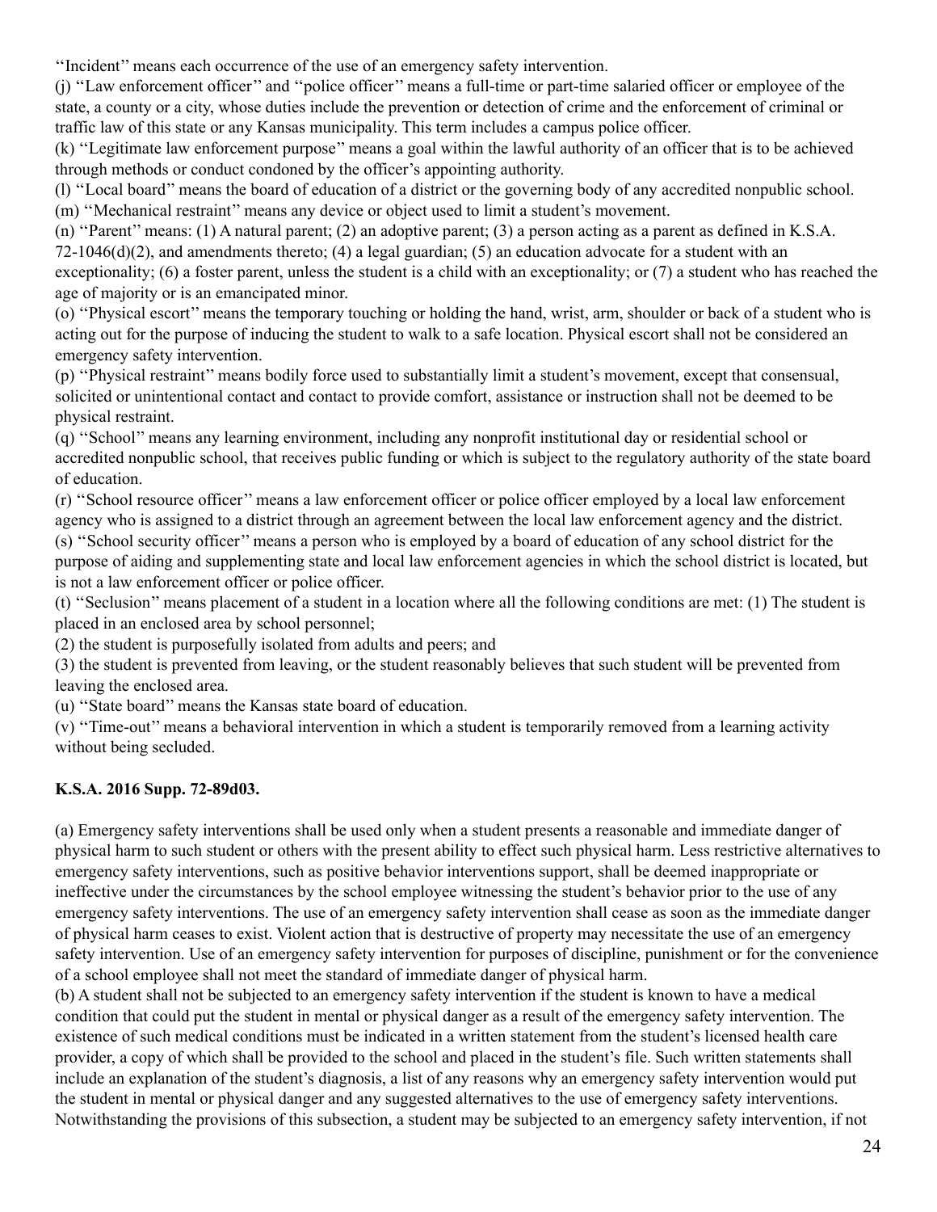''Incident'' means each occurrence of the use of an emergency safety intervention.

(j) ''Law enforcement officer'' and ''police officer'' means a full-time or part-time salaried officer or employee of the state, a county or a city, whose duties include the prevention or detection of crime and the enforcement of criminal or traffic law of this state or any Kansas municipality. This term includes a campus police officer.

(k) ''Legitimate law enforcement purpose'' means a goal within the lawful authority of an officer that is to be achieved through methods or conduct condoned by the officer's appointing authority.

(l) ''Local board'' means the board of education of a district or the governing body of any accredited nonpublic school.

(m) ''Mechanical restraint'' means any device or object used to limit a student's movement.

(n) ''Parent'' means: (1) A natural parent; (2) an adoptive parent; (3) a person acting as a parent as defined in K.S.A. 72-1046(d)(2), and amendments thereto; (4) a legal guardian; (5) an education advocate for a student with an exceptionality; (6) a foster parent, unless the student is a child with an exceptionality; or (7) a student who has reached the age of majority or is an emancipated minor.

(o) ''Physical escort'' means the temporary touching or holding the hand, wrist, arm, shoulder or back of a student who is acting out for the purpose of inducing the student to walk to a safe location. Physical escort shall not be considered an emergency safety intervention.

(p) ''Physical restraint'' means bodily force used to substantially limit a student's movement, except that consensual, solicited or unintentional contact and contact to provide comfort, assistance or instruction shall not be deemed to be physical restraint.

(q) ''School'' means any learning environment, including any nonprofit institutional day or residential school or accredited nonpublic school, that receives public funding or which is subject to the regulatory authority of the state board of education.

(r) ''School resource officer'' means a law enforcement officer or police officer employed by a local law enforcement agency who is assigned to a district through an agreement between the local law enforcement agency and the district.

(s) ''School security officer'' means a person who is employed by a board of education of any school district for the purpose of aiding and supplementing state and local law enforcement agencies in which the school district is located, but is not a law enforcement officer or police officer.

(t) ''Seclusion'' means placement of a student in a location where all the following conditions are met: (1) The student is placed in an enclosed area by school personnel;

(2) the student is purposefully isolated from adults and peers; and

(3) the student is prevented from leaving, or the student reasonably believes that such student will be prevented from leaving the enclosed area.

(u) ''State board'' means the Kansas state board of education.

(v) ''Time-out'' means a behavioral intervention in which a student is temporarily removed from a learning activity without being secluded.

**K.S.A. 2016 Supp. 72-89d03.**

(a) Emergency safety interventions shall be used only when a student presents a reasonable and immediate danger of physical harm to such student or others with the present ability to effect such physical harm. Less restrictive alternatives to emergency safety interventions, such as positive behavior interventions support, shall be deemed inappropriate or ineffective under the circumstances by the school employee witnessing the student's behavior prior to the use of any emergency safety interventions. The use of an emergency safety intervention shall cease as soon as the immediate danger of physical harm ceases to exist. Violent action that is destructive of property may necessitate the use of an emergency safety intervention. Use of an emergency safety intervention for purposes of discipline, punishment or for the convenience of a school employee shall not meet the standard of immediate danger of physical harm.

(b) A student shall not be subjected to an emergency safety intervention if the student is known to have a medical condition that could put the student in mental or physical danger as a result of the emergency safety intervention. The existence of such medical conditions must be indicated in a written statement from the student's licensed health care provider, a copy of which shall be provided to the school and placed in the student's file. Such written statements shall include an explanation of the student's diagnosis, a list of any reasons why an emergency safety intervention would put the student in mental or physical danger and any suggested alternatives to the use of emergency safety interventions. Notwithstanding the provisions of this subsection, a student may be subjected to an emergency safety intervention, if not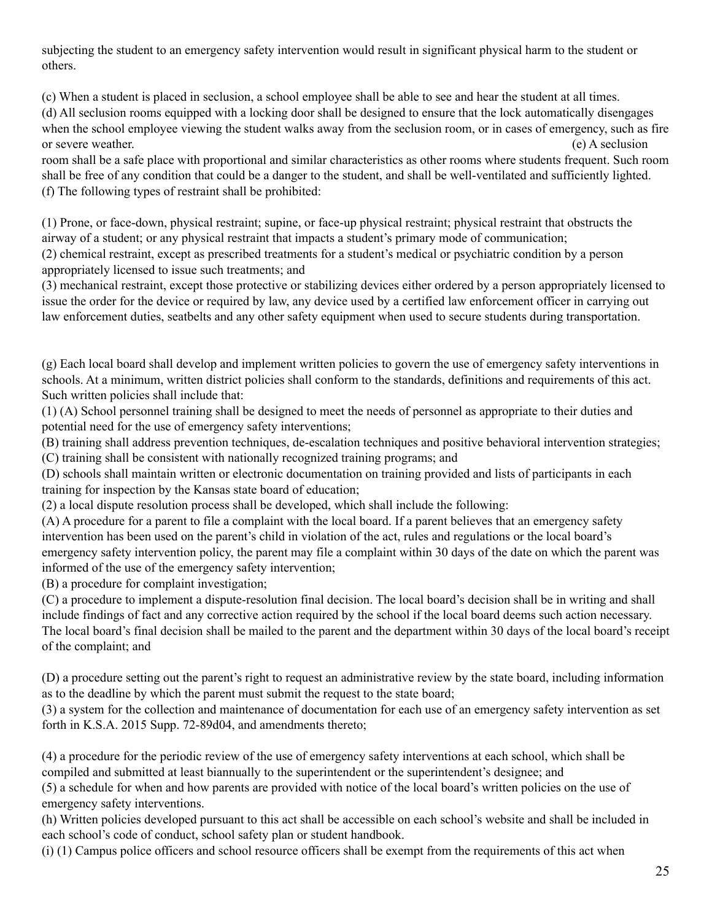subjecting the student to an emergency safety intervention would result in significant physical harm to the student or others.

(c) When a student is placed in seclusion, a school employee shall be able to see and hear the student at all times.
(d) All seclusion rooms equipped with a locking door shall be designed to ensure that the lock automatically disengages when the school employee viewing the student walks away from the seclusion room, or in cases of emergency, such as fire or severe weather.
(e) A seclusion room shall be a safe place with proportional and similar characteristics as other rooms where students frequent. Such room shall be free of any condition that could be a danger to the student, and shall be well-ventilated and sufficiently lighted.
(f) The following types of restraint shall be prohibited:

(1) Prone, or face-down, physical restraint; supine, or face-up physical restraint; physical restraint that obstructs the airway of a student; or any physical restraint that impacts a student's primary mode of communication;
(2) chemical restraint, except as prescribed treatments for a student's medical or psychiatric condition by a person appropriately licensed to issue such treatments; and
(3) mechanical restraint, except those protective or stabilizing devices either ordered by a person appropriately licensed to issue the order for the device or required by law, any device used by a certified law enforcement officer in carrying out law enforcement duties, seatbelts and any other safety equipment when used to secure students during transportation.

(g) Each local board shall develop and implement written policies to govern the use of emergency safety interventions in schools. At a minimum, written district policies shall conform to the standards, definitions and requirements of this act. Such written policies shall include that:
(1) (A) School personnel training shall be designed to meet the needs of personnel as appropriate to their duties and potential need for the use of emergency safety interventions;
(B) training shall address prevention techniques, de-escalation techniques and positive behavioral intervention strategies;
(C) training shall be consistent with nationally recognized training programs; and
(D) schools shall maintain written or electronic documentation on training provided and lists of participants in each training for inspection by the Kansas state board of education;
(2) a local dispute resolution process shall be developed, which shall include the following:
(A) A procedure for a parent to file a complaint with the local board. If a parent believes that an emergency safety intervention has been used on the parent's child in violation of the act, rules and regulations or the local board's emergency safety intervention policy, the parent may file a complaint within 30 days of the date on which the parent was informed of the use of the emergency safety intervention;
(B) a procedure for complaint investigation;
(C) a procedure to implement a dispute-resolution final decision. The local board's decision shall be in writing and shall include findings of fact and any corrective action required by the school if the local board deems such action necessary. The local board's final decision shall be mailed to the parent and the department within 30 days of the local board's receipt of the complaint; and

(D) a procedure setting out the parent's right to request an administrative review by the state board, including information as to the deadline by which the parent must submit the request to the state board;
(3) a system for the collection and maintenance of documentation for each use of an emergency safety intervention as set forth in K.S.A. 2015 Supp. 72-89d04, and amendments thereto;

(4) a procedure for the periodic review of the use of emergency safety interventions at each school, which shall be compiled and submitted at least biannually to the superintendent or the superintendent's designee; and
(5) a schedule for when and how parents are provided with notice of the local board's written policies on the use of emergency safety interventions.
(h) Written policies developed pursuant to this act shall be accessible on each school's website and shall be included in each school's code of conduct, school safety plan or student handbook.
(i) (1) Campus police officers and school resource officers shall be exempt from the requirements of this act when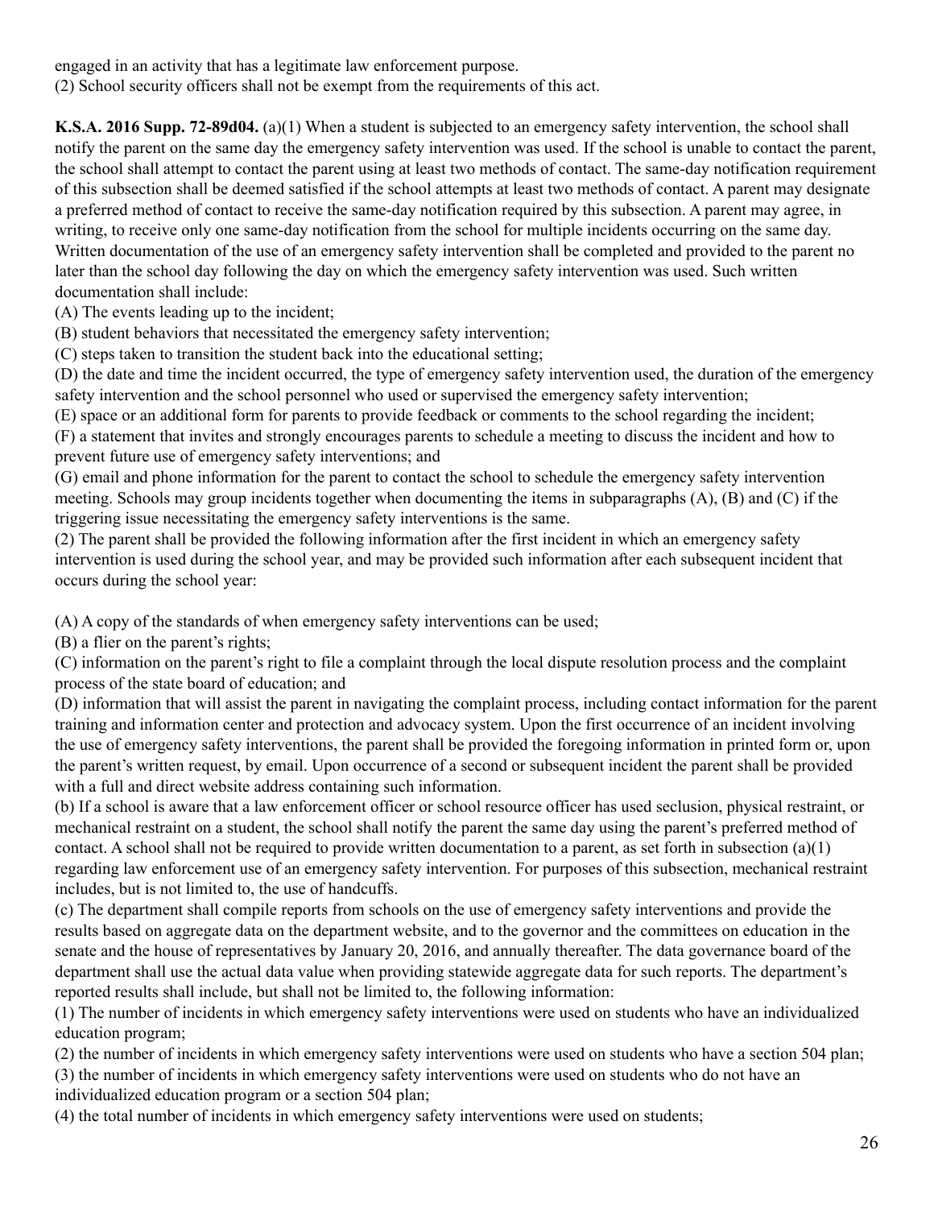engaged in an activity that has a legitimate law enforcement purpose.
(2) School security officers shall not be exempt from the requirements of this act.

**K.S.A. 2016 Supp. 72-89d04.** (a)(1) When a student is subjected to an emergency safety intervention, the school shall notify the parent on the same day the emergency safety intervention was used. If the school is unable to contact the parent, the school shall attempt to contact the parent using at least two methods of contact. The same-day notification requirement of this subsection shall be deemed satisfied if the school attempts at least two methods of contact. A parent may designate a preferred method of contact to receive the same-day notification required by this subsection. A parent may agree, in writing, to receive only one same-day notification from the school for multiple incidents occurring on the same day. Written documentation of the use of an emergency safety intervention shall be completed and provided to the parent no later than the school day following the day on which the emergency safety intervention was used. Such written documentation shall include:
(A) The events leading up to the incident;
(B) student behaviors that necessitated the emergency safety intervention;
(C) steps taken to transition the student back into the educational setting;
(D) the date and time the incident occurred, the type of emergency safety intervention used, the duration of the emergency safety intervention and the school personnel who used or supervised the emergency safety intervention;
(E) space or an additional form for parents to provide feedback or comments to the school regarding the incident;
(F) a statement that invites and strongly encourages parents to schedule a meeting to discuss the incident and how to prevent future use of emergency safety interventions; and
(G) email and phone information for the parent to contact the school to schedule the emergency safety intervention meeting. Schools may group incidents together when documenting the items in subparagraphs (A), (B) and (C) if the triggering issue necessitating the emergency safety interventions is the same.
(2) The parent shall be provided the following information after the first incident in which an emergency safety intervention is used during the school year, and may be provided such information after each subsequent incident that occurs during the school year:

(A) A copy of the standards of when emergency safety interventions can be used;
(B) a flier on the parent's rights;
(C) information on the parent's right to file a complaint through the local dispute resolution process and the complaint process of the state board of education; and
(D) information that will assist the parent in navigating the complaint process, including contact information for the parent training and information center and protection and advocacy system. Upon the first occurrence of an incident involving the use of emergency safety interventions, the parent shall be provided the foregoing information in printed form or, upon the parent's written request, by email. Upon occurrence of a second or subsequent incident the parent shall be provided with a full and direct website address containing such information.
(b) If a school is aware that a law enforcement officer or school resource officer has used seclusion, physical restraint, or mechanical restraint on a student, the school shall notify the parent the same day using the parent's preferred method of contact. A school shall not be required to provide written documentation to a parent, as set forth in subsection (a)(1) regarding law enforcement use of an emergency safety intervention. For purposes of this subsection, mechanical restraint includes, but is not limited to, the use of handcuffs.
(c) The department shall compile reports from schools on the use of emergency safety interventions and provide the results based on aggregate data on the department website, and to the governor and the committees on education in the senate and the house of representatives by January 20, 2016, and annually thereafter. The data governance board of the department shall use the actual data value when providing statewide aggregate data for such reports. The department's reported results shall include, but shall not be limited to, the following information:
(1) The number of incidents in which emergency safety interventions were used on students who have an individualized education program;
(2) the number of incidents in which emergency safety interventions were used on students who have a section 504 plan;
(3) the number of incidents in which emergency safety interventions were used on students who do not have an individualized education program or a section 504 plan;
(4) the total number of incidents in which emergency safety interventions were used on students;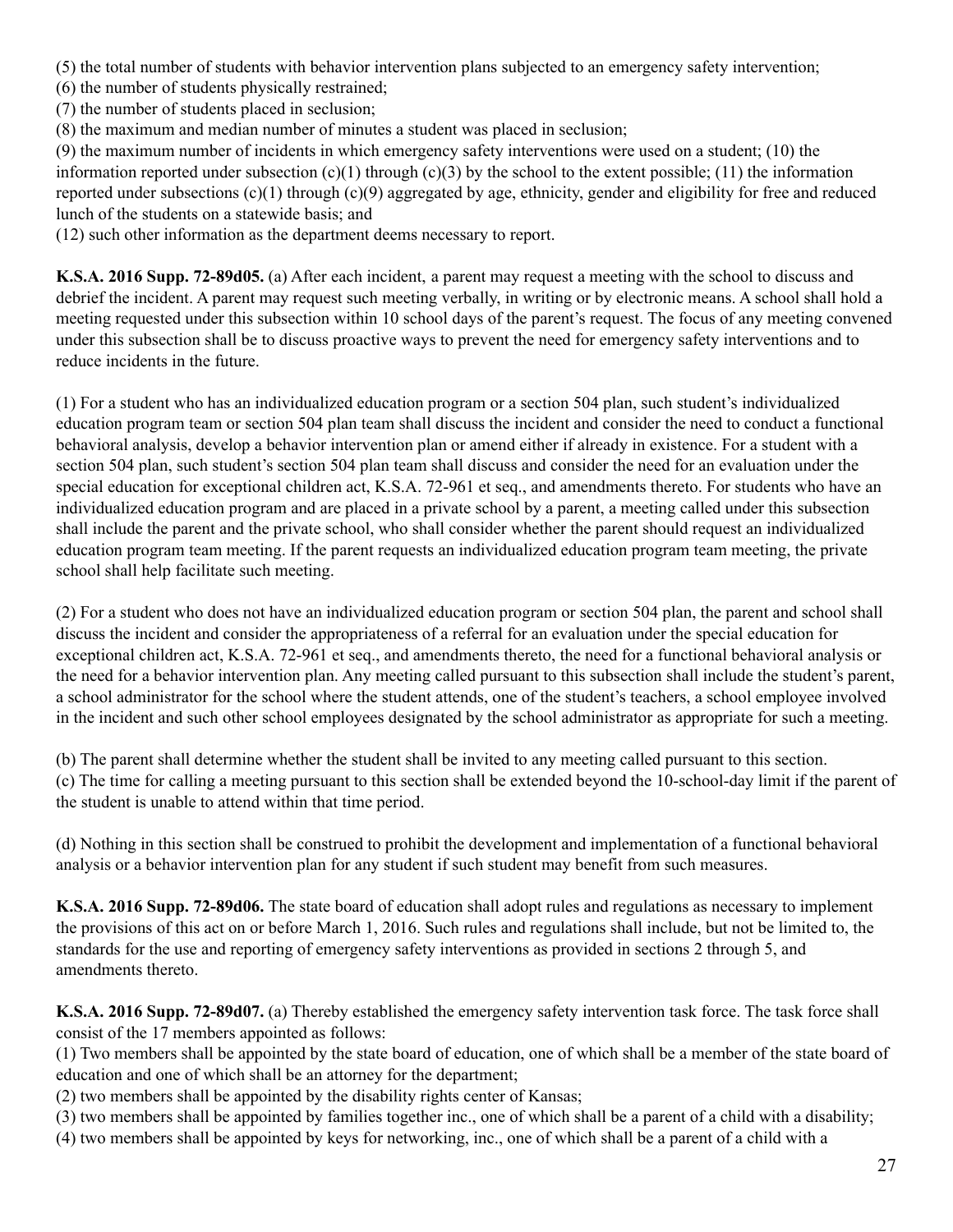(5) the total number of students with behavior intervention plans subjected to an emergency safety intervention;
(6) the number of students physically restrained;
(7) the number of students placed in seclusion;
(8) the maximum and median number of minutes a student was placed in seclusion;
(9) the maximum number of incidents in which emergency safety interventions were used on a student; (10) the information reported under subsection (c)(1) through (c)(3) by the school to the extent possible; (11) the information reported under subsections (c)(1) through (c)(9) aggregated by age, ethnicity, gender and eligibility for free and reduced lunch of the students on a statewide basis; and
(12) such other information as the department deems necessary to report.

**K.S.A. 2016 Supp. 72-89d05.** (a) After each incident, a parent may request a meeting with the school to discuss and debrief the incident. A parent may request such meeting verbally, in writing or by electronic means. A school shall hold a meeting requested under this subsection within 10 school days of the parent's request. The focus of any meeting convened under this subsection shall be to discuss proactive ways to prevent the need for emergency safety interventions and to reduce incidents in the future.

(1) For a student who has an individualized education program or a section 504 plan, such student's individualized education program team or section 504 plan team shall discuss the incident and consider the need to conduct a functional behavioral analysis, develop a behavior intervention plan or amend either if already in existence. For a student with a section 504 plan, such student's section 504 plan team shall discuss and consider the need for an evaluation under the special education for exceptional children act, K.S.A. 72-961 et seq., and amendments thereto. For students who have an individualized education program and are placed in a private school by a parent, a meeting called under this subsection shall include the parent and the private school, who shall consider whether the parent should request an individualized education program team meeting. If the parent requests an individualized education program team meeting, the private school shall help facilitate such meeting.

(2) For a student who does not have an individualized education program or section 504 plan, the parent and school shall discuss the incident and consider the appropriateness of a referral for an evaluation under the special education for exceptional children act, K.S.A. 72-961 et seq., and amendments thereto, the need for a functional behavioral analysis or the need for a behavior intervention plan. Any meeting called pursuant to this subsection shall include the student's parent, a school administrator for the school where the student attends, one of the student's teachers, a school employee involved in the incident and such other school employees designated by the school administrator as appropriate for such a meeting.

(b) The parent shall determine whether the student shall be invited to any meeting called pursuant to this section.
(c) The time for calling a meeting pursuant to this section shall be extended beyond the 10-school-day limit if the parent of the student is unable to attend within that time period.

(d) Nothing in this section shall be construed to prohibit the development and implementation of a functional behavioral analysis or a behavior intervention plan for any student if such student may benefit from such measures.

**K.S.A. 2016 Supp. 72-89d06.** The state board of education shall adopt rules and regulations as necessary to implement the provisions of this act on or before March 1, 2016. Such rules and regulations shall include, but not be limited to, the standards for the use and reporting of emergency safety interventions as provided in sections 2 through 5, and amendments thereto.

**K.S.A. 2016 Supp. 72-89d07.** (a) Thereby established the emergency safety intervention task force. The task force shall consist of the 17 members appointed as follows:
(1) Two members shall be appointed by the state board of education, one of which shall be a member of the state board of education and one of which shall be an attorney for the department;
(2) two members shall be appointed by the disability rights center of Kansas;
(3) two members shall be appointed by families together inc., one of which shall be a parent of a child with a disability;
(4) two members shall be appointed by keys for networking, inc., one of which shall be a parent of a child with a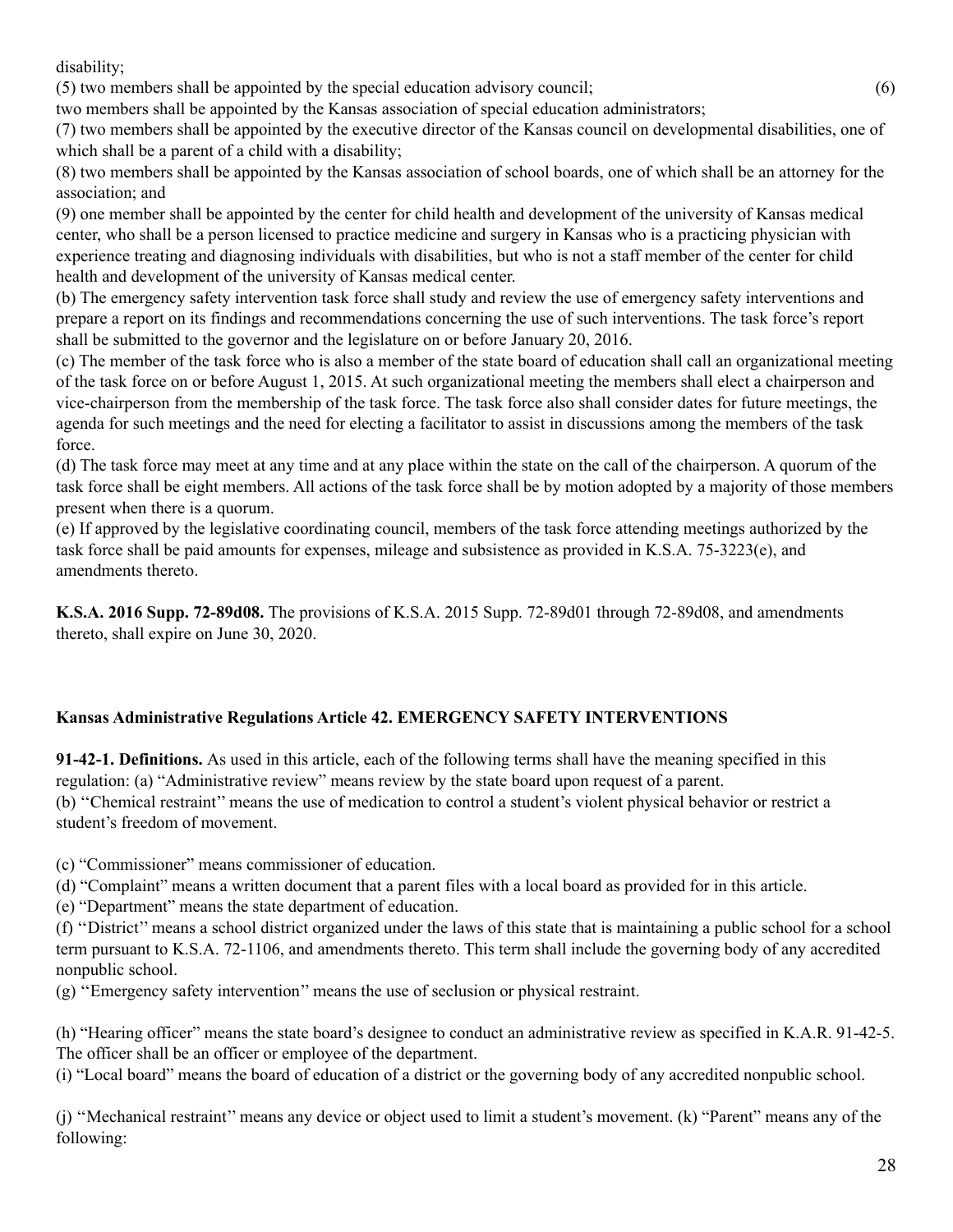disability;

(5) two members shall be appointed by the special education advisory council; (6) two members shall be appointed by the Kansas association of special education administrators;

(7) two members shall be appointed by the executive director of the Kansas council on developmental disabilities, one of which shall be a parent of a child with a disability;

(8) two members shall be appointed by the Kansas association of school boards, one of which shall be an attorney for the association; and

(9) one member shall be appointed by the center for child health and development of the university of Kansas medical center, who shall be a person licensed to practice medicine and surgery in Kansas who is a practicing physician with experience treating and diagnosing individuals with disabilities, but who is not a staff member of the center for child health and development of the university of Kansas medical center.

(b) The emergency safety intervention task force shall study and review the use of emergency safety interventions and prepare a report on its findings and recommendations concerning the use of such interventions. The task force's report shall be submitted to the governor and the legislature on or before January 20, 2016.

(c) The member of the task force who is also a member of the state board of education shall call an organizational meeting of the task force on or before August 1, 2015. At such organizational meeting the members shall elect a chairperson and vice-chairperson from the membership of the task force. The task force also shall consider dates for future meetings, the agenda for such meetings and the need for electing a facilitator to assist in discussions among the members of the task force.

(d) The task force may meet at any time and at any place within the state on the call of the chairperson. A quorum of the task force shall be eight members. All actions of the task force shall be by motion adopted by a majority of those members present when there is a quorum.

(e) If approved by the legislative coordinating council, members of the task force attending meetings authorized by the task force shall be paid amounts for expenses, mileage and subsistence as provided in K.S.A. 75-3223(e), and amendments thereto.

**K.S.A. 2016 Supp. 72-89d08.** The provisions of K.S.A. 2015 Supp. 72-89d01 through 72-89d08, and amendments thereto, shall expire on June 30, 2020.

**Kansas Administrative Regulations Article 42. EMERGENCY SAFETY INTERVENTIONS**

**91-42-1. Definitions.** As used in this article, each of the following terms shall have the meaning specified in this regulation: (a) "Administrative review" means review by the state board upon request of a parent.

(b) ''Chemical restraint'' means the use of medication to control a student's violent physical behavior or restrict a student's freedom of movement.

(c) "Commissioner" means commissioner of education.

(d) "Complaint" means a written document that a parent files with a local board as provided for in this article.

(e) "Department" means the state department of education.

(f) ''District'' means a school district organized under the laws of this state that is maintaining a public school for a school term pursuant to K.S.A. 72-1106, and amendments thereto. This term shall include the governing body of any accredited nonpublic school.

(g) ''Emergency safety intervention'' means the use of seclusion or physical restraint.

(h) "Hearing officer" means the state board's designee to conduct an administrative review as specified in K.A.R. 91-42-5. The officer shall be an officer or employee of the department.

(i) "Local board" means the board of education of a district or the governing body of any accredited nonpublic school.

(j) ''Mechanical restraint'' means any device or object used to limit a student's movement. (k) "Parent" means any of the following: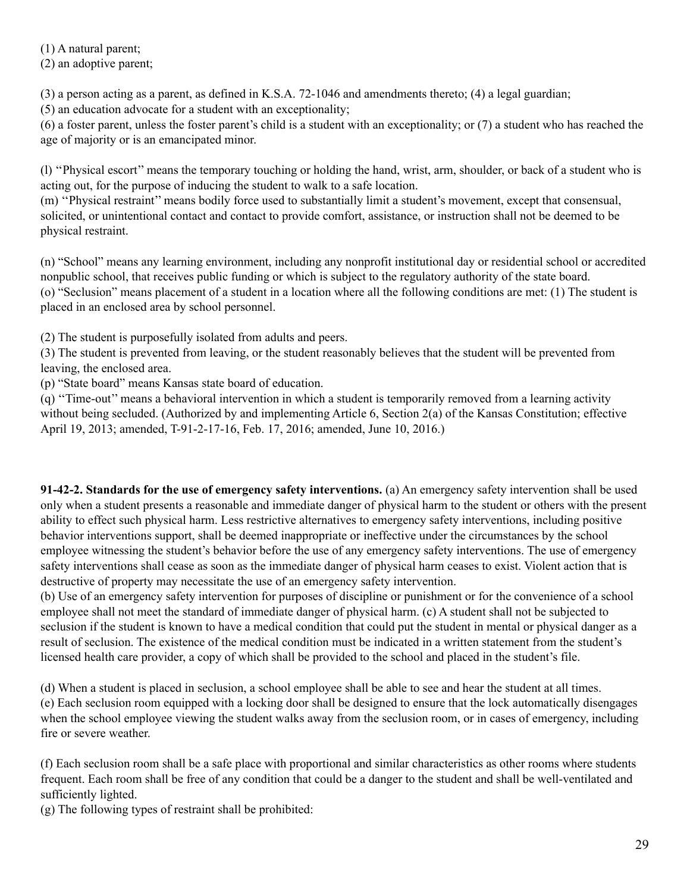(1) A natural parent;
(2) an adoptive parent;

(3) a person acting as a parent, as defined in K.S.A. 72-1046 and amendments thereto; (4) a legal guardian;
(5) an education advocate for a student with an exceptionality;
(6) a foster parent, unless the foster parent's child is a student with an exceptionality; or (7) a student who has reached the age of majority or is an emancipated minor.

(l) ''Physical escort'' means the temporary touching or holding the hand, wrist, arm, shoulder, or back of a student who is acting out, for the purpose of inducing the student to walk to a safe location.
(m) ''Physical restraint'' means bodily force used to substantially limit a student's movement, except that consensual, solicited, or unintentional contact and contact to provide comfort, assistance, or instruction shall not be deemed to be physical restraint.

(n) "School" means any learning environment, including any nonprofit institutional day or residential school or accredited nonpublic school, that receives public funding or which is subject to the regulatory authority of the state board.
(o) "Seclusion" means placement of a student in a location where all the following conditions are met: (1) The student is placed in an enclosed area by school personnel.

(2) The student is purposefully isolated from adults and peers.
(3) The student is prevented from leaving, or the student reasonably believes that the student will be prevented from leaving, the enclosed area.
(p) "State board" means Kansas state board of education.
(q) ''Time-out'' means a behavioral intervention in which a student is temporarily removed from a learning activity without being secluded. (Authorized by and implementing Article 6, Section 2(a) of the Kansas Constitution; effective April 19, 2013; amended, T-91-2-17-16, Feb. 17, 2016; amended, June 10, 2016.)

**91-42-2. Standards for the use of emergency safety interventions.** (a) An emergency safety intervention shall be used only when a student presents a reasonable and immediate danger of physical harm to the student or others with the present ability to effect such physical harm. Less restrictive alternatives to emergency safety interventions, including positive behavior interventions support, shall be deemed inappropriate or ineffective under the circumstances by the school employee witnessing the student's behavior before the use of any emergency safety interventions. The use of emergency safety interventions shall cease as soon as the immediate danger of physical harm ceases to exist. Violent action that is destructive of property may necessitate the use of an emergency safety intervention.
(b) Use of an emergency safety intervention for purposes of discipline or punishment or for the convenience of a school employee shall not meet the standard of immediate danger of physical harm. (c) A student shall not be subjected to seclusion if the student is known to have a medical condition that could put the student in mental or physical danger as a result of seclusion. The existence of the medical condition must be indicated in a written statement from the student's licensed health care provider, a copy of which shall be provided to the school and placed in the student's file.

(d) When a student is placed in seclusion, a school employee shall be able to see and hear the student at all times.
(e) Each seclusion room equipped with a locking door shall be designed to ensure that the lock automatically disengages when the school employee viewing the student walks away from the seclusion room, or in cases of emergency, including fire or severe weather.

(f) Each seclusion room shall be a safe place with proportional and similar characteristics as other rooms where students frequent. Each room shall be free of any condition that could be a danger to the student and shall be well-ventilated and sufficiently lighted.
(g) The following types of restraint shall be prohibited: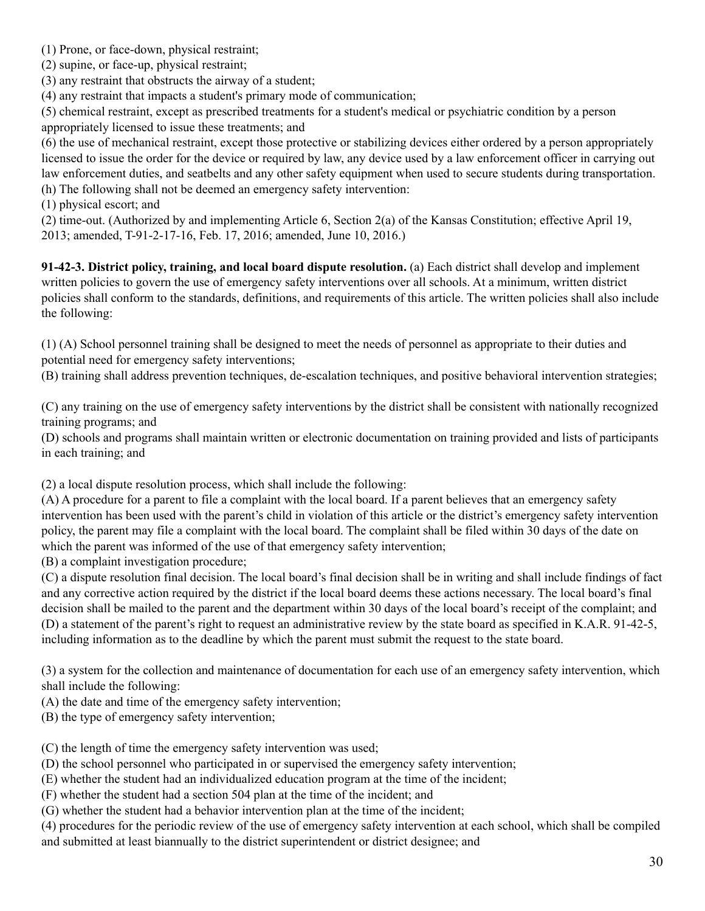(1) Prone, or face-down, physical restraint;
(2) supine, or face-up, physical restraint;
(3) any restraint that obstructs the airway of a student;
(4) any restraint that impacts a student's primary mode of communication;
(5) chemical restraint, except as prescribed treatments for a student's medical or psychiatric condition by a person appropriately licensed to issue these treatments; and
(6) the use of mechanical restraint, except those protective or stabilizing devices either ordered by a person appropriately licensed to issue the order for the device or required by law, any device used by a law enforcement officer in carrying out law enforcement duties, and seatbelts and any other safety equipment when used to secure students during transportation.
(h) The following shall not be deemed an emergency safety intervention:
(1) physical escort; and
(2) time-out. (Authorized by and implementing Article 6, Section 2(a) of the Kansas Constitution; effective April 19, 2013; amended, T-91-2-17-16, Feb. 17, 2016; amended, June 10, 2016.)

**91-42-3. District policy, training, and local board dispute resolution.** (a) Each district shall develop and implement written policies to govern the use of emergency safety interventions over all schools. At a minimum, written district policies shall conform to the standards, definitions, and requirements of this article. The written policies shall also include the following:

(1) (A) School personnel training shall be designed to meet the needs of personnel as appropriate to their duties and potential need for emergency safety interventions;
(B) training shall address prevention techniques, de-escalation techniques, and positive behavioral intervention strategies;

(C) any training on the use of emergency safety interventions by the district shall be consistent with nationally recognized training programs; and
(D) schools and programs shall maintain written or electronic documentation on training provided and lists of participants in each training; and

(2) a local dispute resolution process, which shall include the following:
(A) A procedure for a parent to file a complaint with the local board. If a parent believes that an emergency safety intervention has been used with the parent's child in violation of this article or the district's emergency safety intervention policy, the parent may file a complaint with the local board. The complaint shall be filed within 30 days of the date on which the parent was informed of the use of that emergency safety intervention;
(B) a complaint investigation procedure;
(C) a dispute resolution final decision. The local board's final decision shall be in writing and shall include findings of fact and any corrective action required by the district if the local board deems these actions necessary. The local board's final decision shall be mailed to the parent and the department within 30 days of the local board's receipt of the complaint; and
(D) a statement of the parent's right to request an administrative review by the state board as specified in K.A.R. 91-42-5, including information as to the deadline by which the parent must submit the request to the state board.

(3) a system for the collection and maintenance of documentation for each use of an emergency safety intervention, which shall include the following:
(A) the date and time of the emergency safety intervention;
(B) the type of emergency safety intervention;

(C) the length of time the emergency safety intervention was used;
(D) the school personnel who participated in or supervised the emergency safety intervention;
(E) whether the student had an individualized education program at the time of the incident;
(F) whether the student had a section 504 plan at the time of the incident; and
(G) whether the student had a behavior intervention plan at the time of the incident;
(4) procedures for the periodic review of the use of emergency safety intervention at each school, which shall be compiled and submitted at least biannually to the district superintendent or district designee; and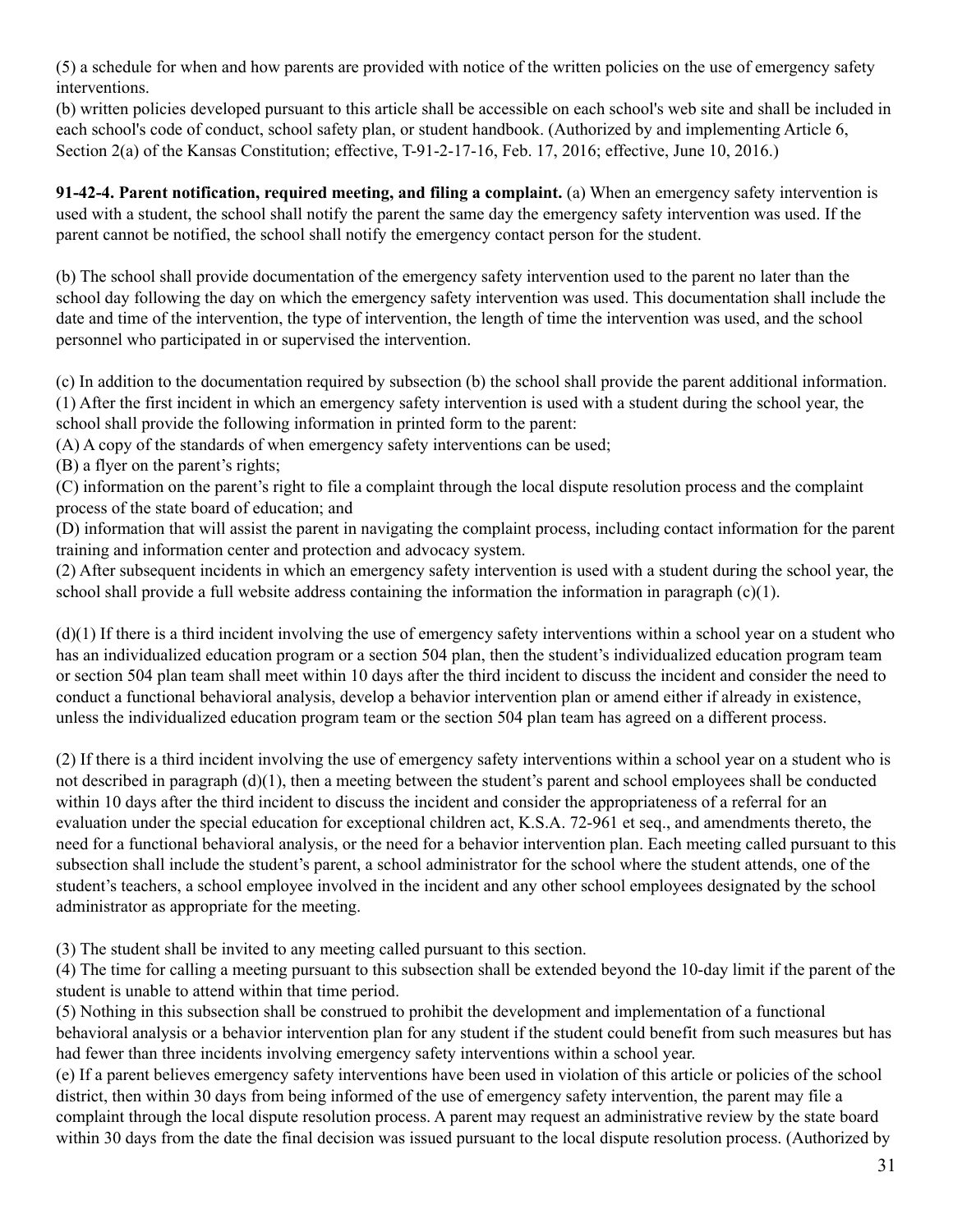(5) a schedule for when and how parents are provided with notice of the written policies on the use of emergency safety interventions.
(b) written policies developed pursuant to this article shall be accessible on each school's web site and shall be included in each school's code of conduct, school safety plan, or student handbook. (Authorized by and implementing Article 6, Section 2(a) of the Kansas Constitution; effective, T-91-2-17-16, Feb. 17, 2016; effective, June 10, 2016.)

**91-42-4. Parent notification, required meeting, and filing a complaint.** (a) When an emergency safety intervention is used with a student, the school shall notify the parent the same day the emergency safety intervention was used. If the parent cannot be notified, the school shall notify the emergency contact person for the student.

(b) The school shall provide documentation of the emergency safety intervention used to the parent no later than the school day following the day on which the emergency safety intervention was used. This documentation shall include the date and time of the intervention, the type of intervention, the length of time the intervention was used, and the school personnel who participated in or supervised the intervention.

(c) In addition to the documentation required by subsection (b) the school shall provide the parent additional information.
(1) After the first incident in which an emergency safety intervention is used with a student during the school year, the school shall provide the following information in printed form to the parent:
(A) A copy of the standards of when emergency safety interventions can be used;
(B) a flyer on the parent's rights;
(C) information on the parent's right to file a complaint through the local dispute resolution process and the complaint process of the state board of education; and
(D) information that will assist the parent in navigating the complaint process, including contact information for the parent training and information center and protection and advocacy system.
(2) After subsequent incidents in which an emergency safety intervention is used with a student during the school year, the school shall provide a full website address containing the information the information in paragraph (c)(1).

(d)(1) If there is a third incident involving the use of emergency safety interventions within a school year on a student who has an individualized education program or a section 504 plan, then the student's individualized education program team or section 504 plan team shall meet within 10 days after the third incident to discuss the incident and consider the need to conduct a functional behavioral analysis, develop a behavior intervention plan or amend either if already in existence, unless the individualized education program team or the section 504 plan team has agreed on a different process.

(2) If there is a third incident involving the use of emergency safety interventions within a school year on a student who is not described in paragraph (d)(1), then a meeting between the student's parent and school employees shall be conducted within 10 days after the third incident to discuss the incident and consider the appropriateness of a referral for an evaluation under the special education for exceptional children act, K.S.A. 72-961 et seq., and amendments thereto, the need for a functional behavioral analysis, or the need for a behavior intervention plan. Each meeting called pursuant to this subsection shall include the student's parent, a school administrator for the school where the student attends, one of the student's teachers, a school employee involved in the incident and any other school employees designated by the school administrator as appropriate for the meeting.

(3) The student shall be invited to any meeting called pursuant to this section.
(4) The time for calling a meeting pursuant to this subsection shall be extended beyond the 10-day limit if the parent of the student is unable to attend within that time period.
(5) Nothing in this subsection shall be construed to prohibit the development and implementation of a functional behavioral analysis or a behavior intervention plan for any student if the student could benefit from such measures but has had fewer than three incidents involving emergency safety interventions within a school year.
(e) If a parent believes emergency safety interventions have been used in violation of this article or policies of the school district, then within 30 days from being informed of the use of emergency safety intervention, the parent may file a complaint through the local dispute resolution process. A parent may request an administrative review by the state board within 30 days from the date the final decision was issued pursuant to the local dispute resolution process. (Authorized by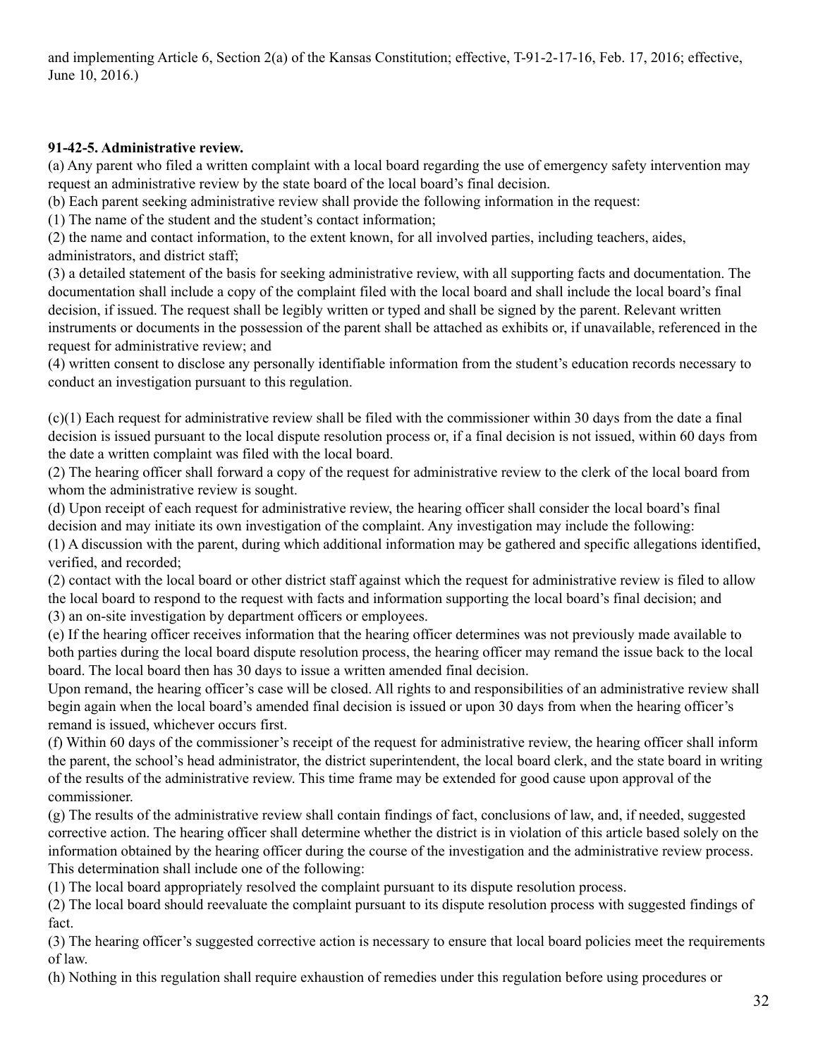and implementing Article 6, Section 2(a) of the Kansas Constitution; effective, T-91-2-17-16, Feb. 17, 2016; effective, June 10, 2016.)

**91-42-5. Administrative review.**

(a) Any parent who filed a written complaint with a local board regarding the use of emergency safety intervention may request an administrative review by the state board of the local board's final decision.

(b) Each parent seeking administrative review shall provide the following information in the request:

(1) The name of the student and the student's contact information;

(2) the name and contact information, to the extent known, for all involved parties, including teachers, aides, administrators, and district staff;

(3) a detailed statement of the basis for seeking administrative review, with all supporting facts and documentation. The documentation shall include a copy of the complaint filed with the local board and shall include the local board's final decision, if issued. The request shall be legibly written or typed and shall be signed by the parent. Relevant written instruments or documents in the possession of the parent shall be attached as exhibits or, if unavailable, referenced in the request for administrative review; and

(4) written consent to disclose any personally identifiable information from the student's education records necessary to conduct an investigation pursuant to this regulation.

(c)(1) Each request for administrative review shall be filed with the commissioner within 30 days from the date a final decision is issued pursuant to the local dispute resolution process or, if a final decision is not issued, within 60 days from the date a written complaint was filed with the local board.

(2) The hearing officer shall forward a copy of the request for administrative review to the clerk of the local board from whom the administrative review is sought.

(d) Upon receipt of each request for administrative review, the hearing officer shall consider the local board's final decision and may initiate its own investigation of the complaint. Any investigation may include the following:

(1) A discussion with the parent, during which additional information may be gathered and specific allegations identified, verified, and recorded;

(2) contact with the local board or other district staff against which the request for administrative review is filed to allow the local board to respond to the request with facts and information supporting the local board's final decision; and

(3) an on-site investigation by department officers or employees.

(e) If the hearing officer receives information that the hearing officer determines was not previously made available to both parties during the local board dispute resolution process, the hearing officer may remand the issue back to the local board. The local board then has 30 days to issue a written amended final decision.

Upon remand, the hearing officer's case will be closed. All rights to and responsibilities of an administrative review shall begin again when the local board's amended final decision is issued or upon 30 days from when the hearing officer's remand is issued, whichever occurs first.

(f) Within 60 days of the commissioner's receipt of the request for administrative review, the hearing officer shall inform the parent, the school's head administrator, the district superintendent, the local board clerk, and the state board in writing of the results of the administrative review. This time frame may be extended for good cause upon approval of the commissioner.

(g) The results of the administrative review shall contain findings of fact, conclusions of law, and, if needed, suggested corrective action. The hearing officer shall determine whether the district is in violation of this article based solely on the information obtained by the hearing officer during the course of the investigation and the administrative review process. This determination shall include one of the following:

(1) The local board appropriately resolved the complaint pursuant to its dispute resolution process.

(2) The local board should reevaluate the complaint pursuant to its dispute resolution process with suggested findings of fact.

(3) The hearing officer's suggested corrective action is necessary to ensure that local board policies meet the requirements of law.

(h) Nothing in this regulation shall require exhaustion of remedies under this regulation before using procedures or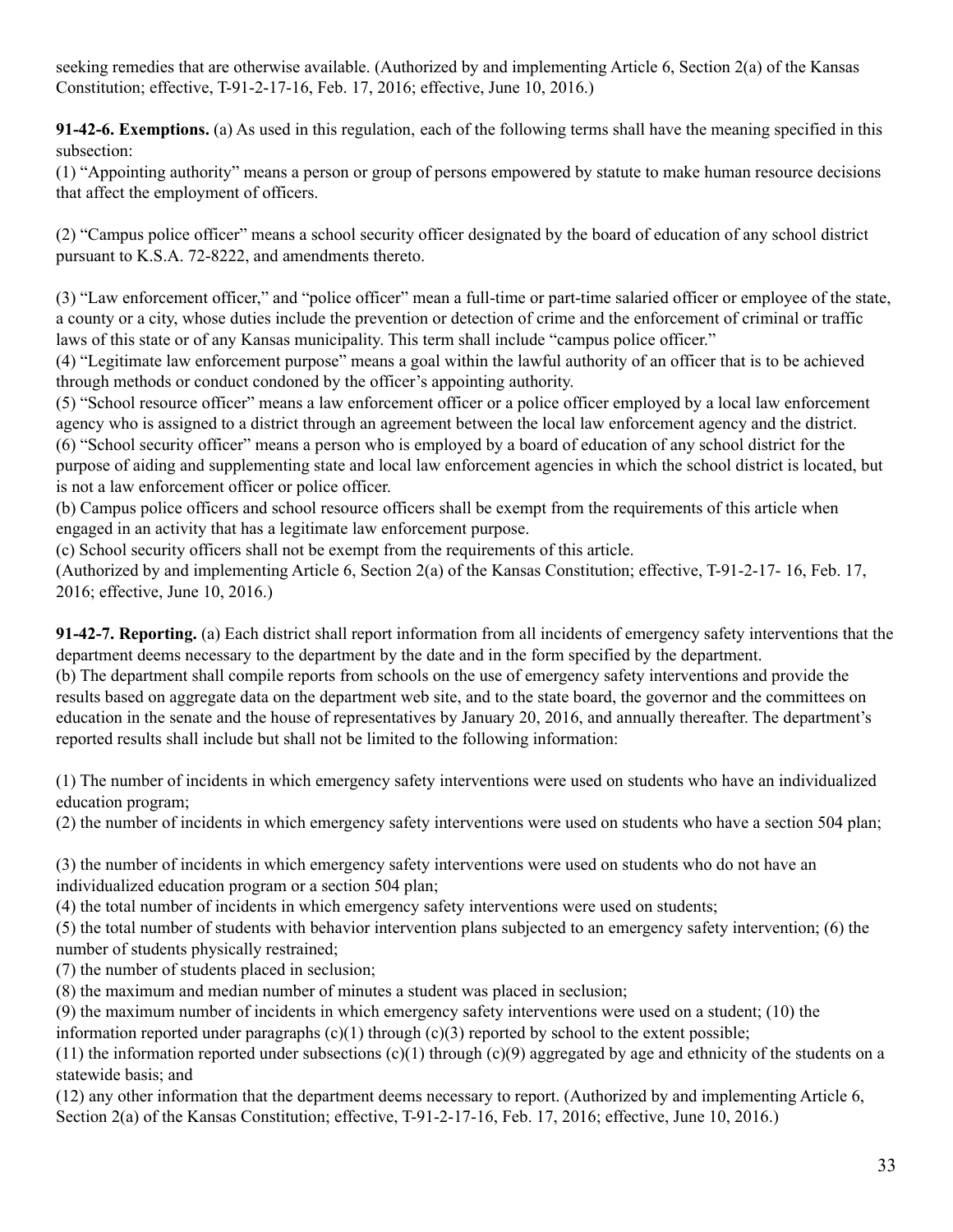seeking remedies that are otherwise available. (Authorized by and implementing Article 6, Section 2(a) of the Kansas Constitution; effective, T-91-2-17-16, Feb. 17, 2016; effective, June 10, 2016.)

**91-42-6. Exemptions.** (a) As used in this regulation, each of the following terms shall have the meaning specified in this subsection:

(1) "Appointing authority" means a person or group of persons empowered by statute to make human resource decisions that affect the employment of officers.

(2) "Campus police officer" means a school security officer designated by the board of education of any school district pursuant to K.S.A. 72-8222, and amendments thereto.

(3) "Law enforcement officer," and "police officer" mean a full-time or part-time salaried officer or employee of the state, a county or a city, whose duties include the prevention or detection of crime and the enforcement of criminal or traffic laws of this state or of any Kansas municipality. This term shall include "campus police officer."

(4) "Legitimate law enforcement purpose" means a goal within the lawful authority of an officer that is to be achieved through methods or conduct condoned by the officer's appointing authority.

(5) "School resource officer" means a law enforcement officer or a police officer employed by a local law enforcement agency who is assigned to a district through an agreement between the local law enforcement agency and the district.

(6) "School security officer" means a person who is employed by a board of education of any school district for the purpose of aiding and supplementing state and local law enforcement agencies in which the school district is located, but is not a law enforcement officer or police officer.

(b) Campus police officers and school resource officers shall be exempt from the requirements of this article when engaged in an activity that has a legitimate law enforcement purpose.

(c) School security officers shall not be exempt from the requirements of this article.

(Authorized by and implementing Article 6, Section 2(a) of the Kansas Constitution; effective, T-91-2-17- 16, Feb. 17, 2016; effective, June 10, 2016.)

**91-42-7. Reporting.** (a) Each district shall report information from all incidents of emergency safety interventions that the department deems necessary to the department by the date and in the form specified by the department.

(b) The department shall compile reports from schools on the use of emergency safety interventions and provide the results based on aggregate data on the department web site, and to the state board, the governor and the committees on education in the senate and the house of representatives by January 20, 2016, and annually thereafter. The department's reported results shall include but shall not be limited to the following information:

(1) The number of incidents in which emergency safety interventions were used on students who have an individualized education program;

(2) the number of incidents in which emergency safety interventions were used on students who have a section 504 plan;

(3) the number of incidents in which emergency safety interventions were used on students who do not have an individualized education program or a section 504 plan;

(4) the total number of incidents in which emergency safety interventions were used on students;

(5) the total number of students with behavior intervention plans subjected to an emergency safety intervention; (6) the number of students physically restrained;

(7) the number of students placed in seclusion;

(8) the maximum and median number of minutes a student was placed in seclusion;

(9) the maximum number of incidents in which emergency safety interventions were used on a student; (10) the information reported under paragraphs (c)(1) through (c)(3) reported by school to the extent possible;

(11) the information reported under subsections (c)(1) through (c)(9) aggregated by age and ethnicity of the students on a statewide basis; and

(12) any other information that the department deems necessary to report. (Authorized by and implementing Article 6, Section 2(a) of the Kansas Constitution; effective, T-91-2-17-16, Feb. 17, 2016; effective, June 10, 2016.)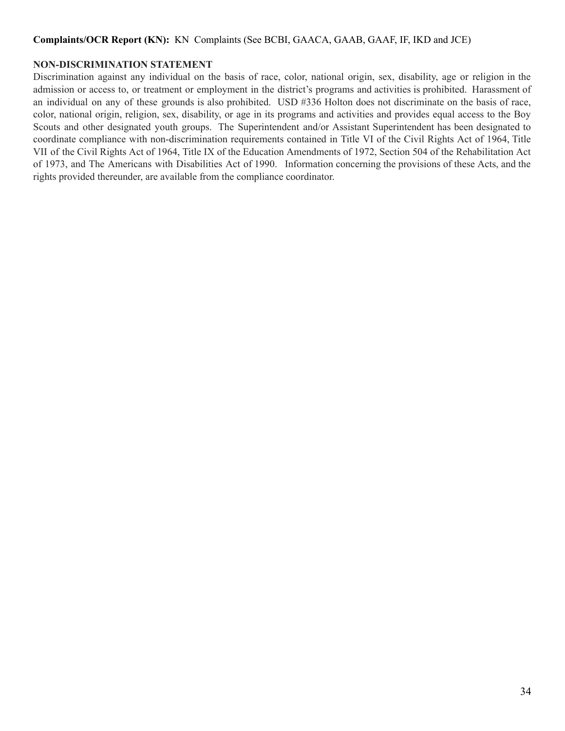**Complaints/OCR Report (KN):** KN Complaints (See BCBI, GAACA, GAAB, GAAF, IF, IKD and JCE)

**NON-DISCRIMINATION STATEMENT**

Discrimination against any individual on the basis of race, color, national origin, sex, disability, age or religion in the admission or access to, or treatment or employment in the district's programs and activities is prohibited. Harassment of an individual on any of these grounds is also prohibited. USD #336 Holton does not discriminate on the basis of race, color, national origin, religion, sex, disability, or age in its programs and activities and provides equal access to the Boy Scouts and other designated youth groups. The Superintendent and/or Assistant Superintendent has been designated to coordinate compliance with non-discrimination requirements contained in Title VI of the Civil Rights Act of 1964, Title VII of the Civil Rights Act of 1964, Title IX of the Education Amendments of 1972, Section 504 of the Rehabilitation Act of 1973, and The Americans with Disabilities Act of 1990. Information concerning the provisions of these Acts, and the rights provided thereunder, are available from the compliance coordinator.